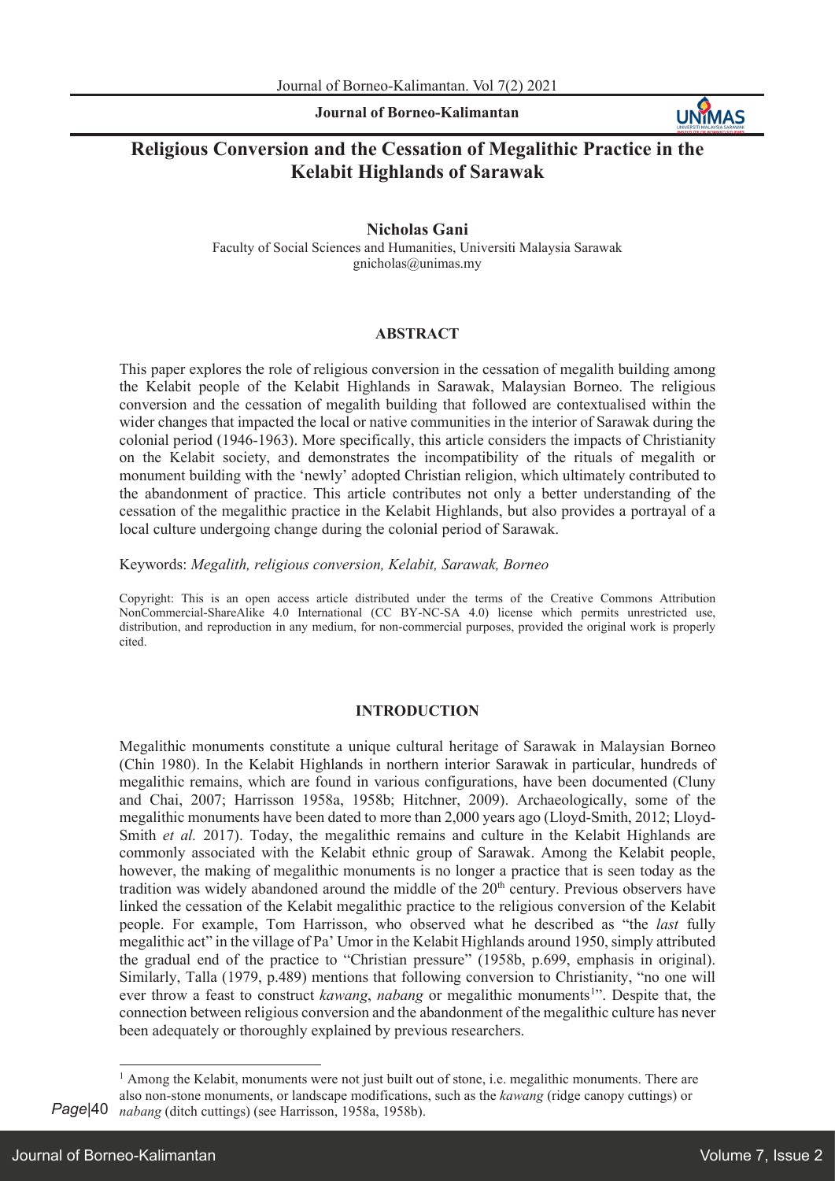# Religious Conversion and the Cessation of Megalithic Practice in the Kelabit Highlands of Sarawak

**Nicholas Gani**

Faculty of Social Sciences and Humanities, Universiti Malaysia Sarawak
gnicholas@unimas.my

## ABSTRACT

This paper explores the role of religious conversion in the cessation of megalith building among the Kelabit people of the Kelabit Highlands in Sarawak, Malaysian Borneo. The religious conversion and the cessation of megalith building that followed are contextualised within the wider changes that impacted the local or native communities in the interior of Sarawak during the colonial period (1946-1963). More specifically, this article considers the impacts of Christianity on the Kelabit society, and demonstrates the incompatibility of the rituals of megalith or monument building with the 'newly' adopted Christian religion, which ultimately contributed to the abandonment of practice. This article contributes not only a better understanding of the cessation of the megalithic practice in the Kelabit Highlands, but also provides a portrayal of a local culture undergoing change during the colonial period of Sarawak.

Keywords: *Megalith, religious conversion, Kelabit, Sarawak, Borneo*

Copyright: This is an open access article distributed under the terms of the Creative Commons Attribution NonCommercial-ShareAlike 4.0 International (CC BY-NC-SA 4.0) license which permits unrestricted use, distribution, and reproduction in any medium, for non-commercial purposes, provided the original work is properly cited.

## INTRODUCTION

Megalithic monuments constitute a unique cultural heritage of Sarawak in Malaysian Borneo (Chin 1980). In the Kelabit Highlands in northern interior Sarawak in particular, hundreds of megalithic remains, which are found in various configurations, have been documented (Cluny and Chai, 2007; Harrisson 1958a, 1958b; Hitchner, 2009). Archaeologically, some of the megalithic monuments have been dated to more than 2,000 years ago (Lloyd-Smith, 2012; Lloyd-Smith *et al.* 2017). Today, the megalithic remains and culture in the Kelabit Highlands are commonly associated with the Kelabit ethnic group of Sarawak. Among the Kelabit people, however, the making of megalithic monuments is no longer a practice that is seen today as the tradition was widely abandoned around the middle of the 20th century. Previous observers have linked the cessation of the Kelabit megalithic practice to the religious conversion of the Kelabit people. For example, Tom Harrisson, who observed what he described as "the *last* fully megalithic act" in the village of Pa' Umor in the Kelabit Highlands around 1950, simply attributed the gradual end of the practice to "Christian pressure" (1958b, p.699, emphasis in original). Similarly, Talla (1979, p.489) mentions that following conversion to Christianity, "no one will ever throw a feast to construct *kawang*, *nabang* or megalithic monuments[1]". Despite that, the connection between religious conversion and the abandonment of the megalithic culture has never been adequately or thoroughly explained by previous researchers.

[1] Among the Kelabit, monuments were not just built out of stone, i.e. megalithic monuments. There are also non-stone monuments, or landscape modifications, such as the *kawang* (ridge canopy cuttings) or *nabang* (ditch cuttings) (see Harrisson, 1958a, 1958b).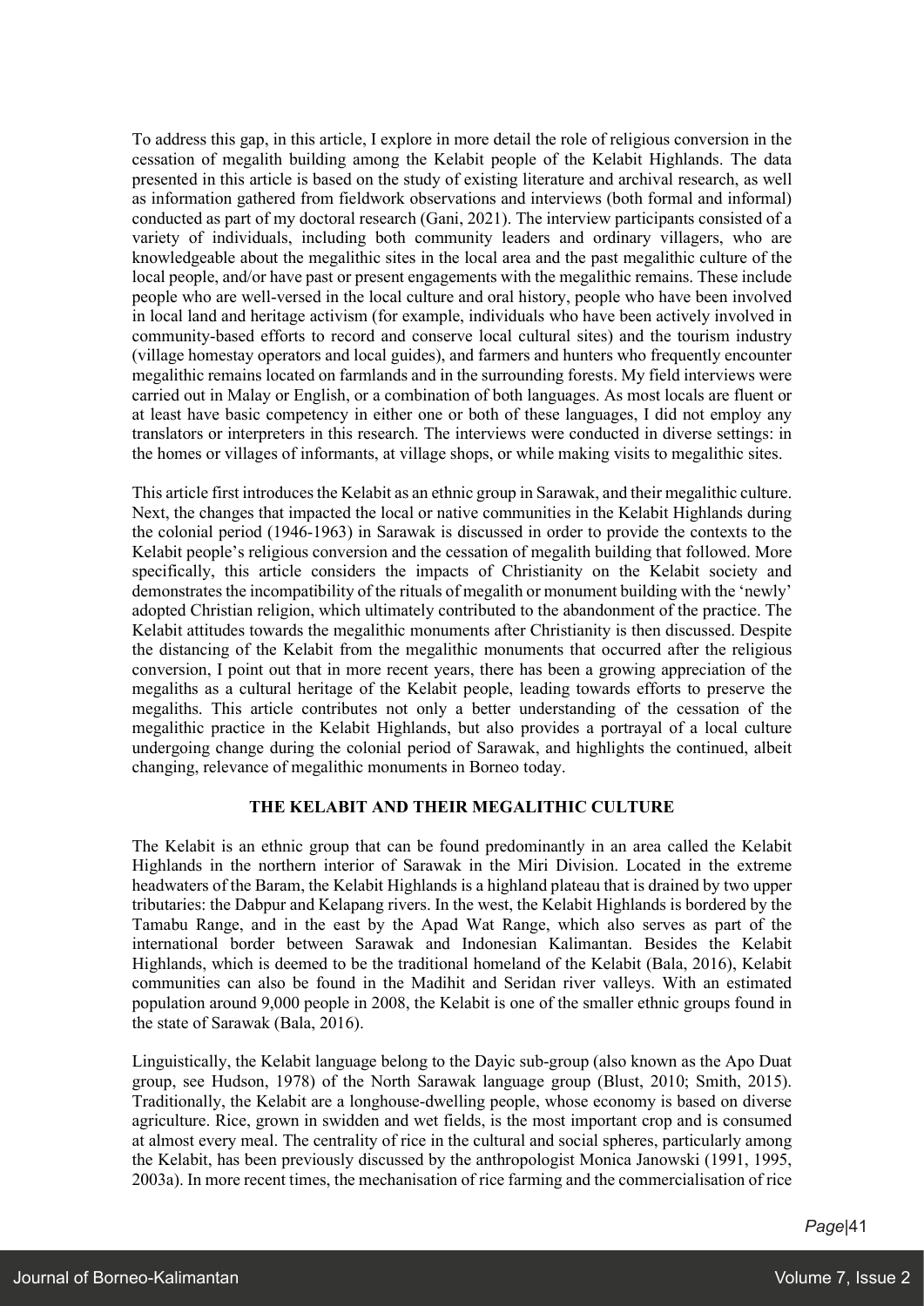To address this gap, in this article, I explore in more detail the role of religious conversion in the cessation of megalith building among the Kelabit people of the Kelabit Highlands. The data presented in this article is based on the study of existing literature and archival research, as well as information gathered from fieldwork observations and interviews (both formal and informal) conducted as part of my doctoral research (Gani, 2021). The interview participants consisted of a variety of individuals, including both community leaders and ordinary villagers, who are knowledgeable about the megalithic sites in the local area and the past megalithic culture of the local people, and/or have past or present engagements with the megalithic remains. These include people who are well-versed in the local culture and oral history, people who have been involved in local land and heritage activism (for example, individuals who have been actively involved in community-based efforts to record and conserve local cultural sites) and the tourism industry (village homestay operators and local guides), and farmers and hunters who frequently encounter megalithic remains located on farmlands and in the surrounding forests. My field interviews were carried out in Malay or English, or a combination of both languages. As most locals are fluent or at least have basic competency in either one or both of these languages, I did not employ any translators or interpreters in this research. The interviews were conducted in diverse settings: in the homes or villages of informants, at village shops, or while making visits to megalithic sites.

This article first introduces the Kelabit as an ethnic group in Sarawak, and their megalithic culture. Next, the changes that impacted the local or native communities in the Kelabit Highlands during the colonial period (1946-1963) in Sarawak is discussed in order to provide the contexts to the Kelabit people's religious conversion and the cessation of megalith building that followed. More specifically, this article considers the impacts of Christianity on the Kelabit society and demonstrates the incompatibility of the rituals of megalith or monument building with the 'newly' adopted Christian religion, which ultimately contributed to the abandonment of the practice. The Kelabit attitudes towards the megalithic monuments after Christianity is then discussed. Despite the distancing of the Kelabit from the megalithic monuments that occurred after the religious conversion, I point out that in more recent years, there has been a growing appreciation of the megaliths as a cultural heritage of the Kelabit people, leading towards efforts to preserve the megaliths. This article contributes not only a better understanding of the cessation of the megalithic practice in the Kelabit Highlands, but also provides a portrayal of a local culture undergoing change during the colonial period of Sarawak, and highlights the continued, albeit changing, relevance of megalithic monuments in Borneo today.

## THE KELABIT AND THEIR MEGALITHIC CULTURE

The Kelabit is an ethnic group that can be found predominantly in an area called the Kelabit Highlands in the northern interior of Sarawak in the Miri Division. Located in the extreme headwaters of the Baram, the Kelabit Highlands is a highland plateau that is drained by two upper tributaries: the Dabpur and Kelapang rivers. In the west, the Kelabit Highlands is bordered by the Tamabu Range, and in the east by the Apad Wat Range, which also serves as part of the international border between Sarawak and Indonesian Kalimantan. Besides the Kelabit Highlands, which is deemed to be the traditional homeland of the Kelabit (Bala, 2016), Kelabit communities can also be found in the Madihit and Seridan river valleys. With an estimated population around 9,000 people in 2008, the Kelabit is one of the smaller ethnic groups found in the state of Sarawak (Bala, 2016).

Linguistically, the Kelabit language belong to the Dayic sub-group (also known as the Apo Duat group, see Hudson, 1978) of the North Sarawak language group (Blust, 2010; Smith, 2015). Traditionally, the Kelabit are a longhouse-dwelling people, whose economy is based on diverse agriculture. Rice, grown in swidden and wet fields, is the most important crop and is consumed at almost every meal. The centrality of rice in the cultural and social spheres, particularly among the Kelabit, has been previously discussed by the anthropologist Monica Janowski (1991, 1995, 2003a). In more recent times, the mechanisation of rice farming and the commercialisation of rice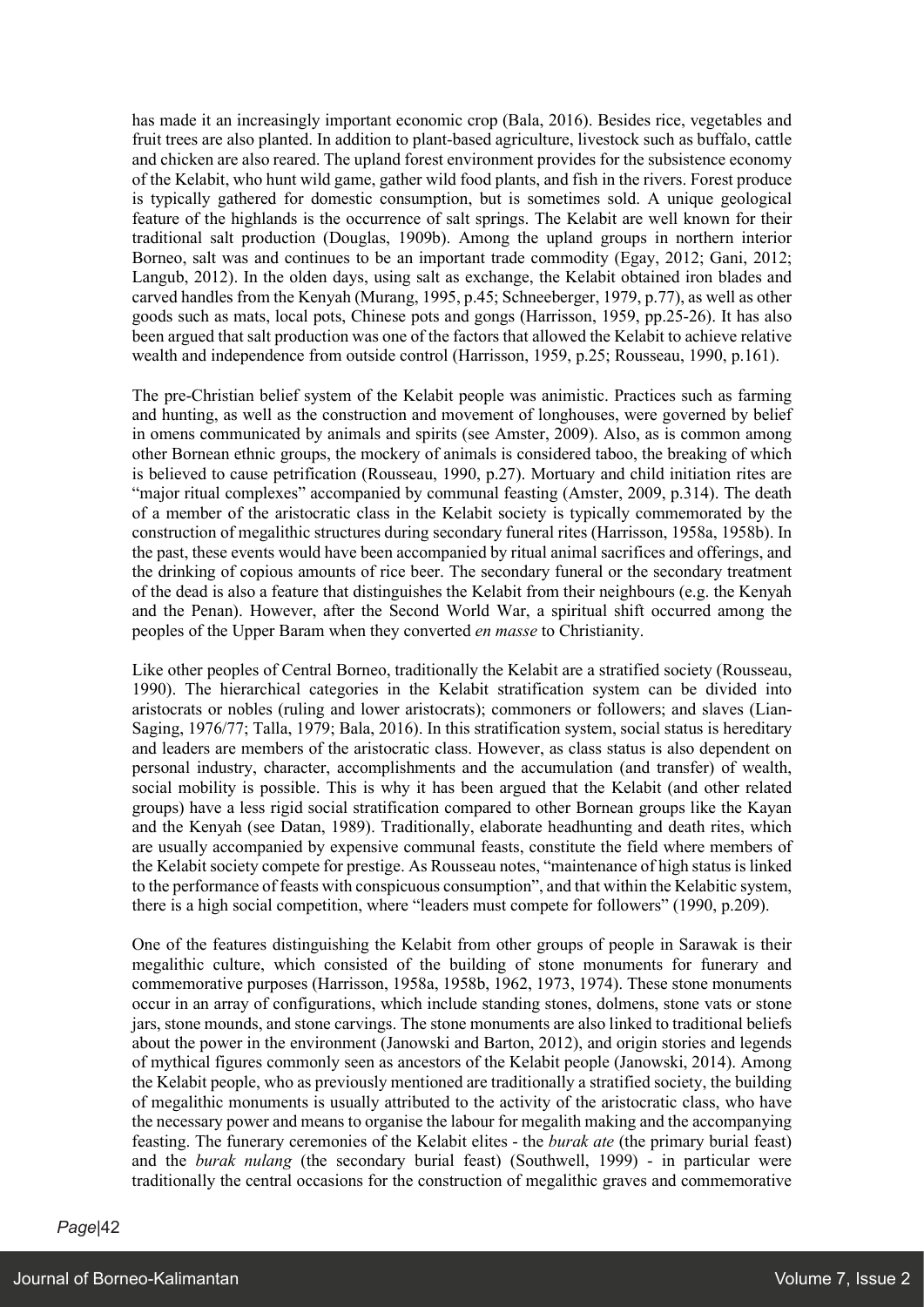has made it an increasingly important economic crop (Bala, 2016). Besides rice, vegetables and fruit trees are also planted. In addition to plant-based agriculture, livestock such as buffalo, cattle and chicken are also reared. The upland forest environment provides for the subsistence economy of the Kelabit, who hunt wild game, gather wild food plants, and fish in the rivers. Forest produce is typically gathered for domestic consumption, but is sometimes sold. A unique geological feature of the highlands is the occurrence of salt springs. The Kelabit are well known for their traditional salt production (Douglas, 1909b). Among the upland groups in northern interior Borneo, salt was and continues to be an important trade commodity (Egay, 2012; Gani, 2012; Langub, 2012). In the olden days, using salt as exchange, the Kelabit obtained iron blades and carved handles from the Kenyah (Murang, 1995, p.45; Schneeberger, 1979, p.77), as well as other goods such as mats, local pots, Chinese pots and gongs (Harrisson, 1959, pp.25-26). It has also been argued that salt production was one of the factors that allowed the Kelabit to achieve relative wealth and independence from outside control (Harrisson, 1959, p.25; Rousseau, 1990, p.161).

The pre-Christian belief system of the Kelabit people was animistic. Practices such as farming and hunting, as well as the construction and movement of longhouses, were governed by belief in omens communicated by animals and spirits (see Amster, 2009). Also, as is common among other Bornean ethnic groups, the mockery of animals is considered taboo, the breaking of which is believed to cause petrification (Rousseau, 1990, p.27). Mortuary and child initiation rites are "major ritual complexes" accompanied by communal feasting (Amster, 2009, p.314). The death of a member of the aristocratic class in the Kelabit society is typically commemorated by the construction of megalithic structures during secondary funeral rites (Harrisson, 1958a, 1958b). In the past, these events would have been accompanied by ritual animal sacrifices and offerings, and the drinking of copious amounts of rice beer. The secondary funeral or the secondary treatment of the dead is also a feature that distinguishes the Kelabit from their neighbours (e.g. the Kenyah and the Penan). However, after the Second World War, a spiritual shift occurred among the peoples of the Upper Baram when they converted *en masse* to Christianity.

Like other peoples of Central Borneo, traditionally the Kelabit are a stratified society (Rousseau, 1990). The hierarchical categories in the Kelabit stratification system can be divided into aristocrats or nobles (ruling and lower aristocrats); commoners or followers; and slaves (Lian-Saging, 1976/77; Talla, 1979; Bala, 2016). In this stratification system, social status is hereditary and leaders are members of the aristocratic class. However, as class status is also dependent on personal industry, character, accomplishments and the accumulation (and transfer) of wealth, social mobility is possible. This is why it has been argued that the Kelabit (and other related groups) have a less rigid social stratification compared to other Bornean groups like the Kayan and the Kenyah (see Datan, 1989). Traditionally, elaborate headhunting and death rites, which are usually accompanied by expensive communal feasts, constitute the field where members of the Kelabit society compete for prestige. As Rousseau notes, "maintenance of high status is linked to the performance of feasts with conspicuous consumption", and that within the Kelabitic system, there is a high social competition, where "leaders must compete for followers" (1990, p.209).

One of the features distinguishing the Kelabit from other groups of people in Sarawak is their megalithic culture, which consisted of the building of stone monuments for funerary and commemorative purposes (Harrisson, 1958a, 1958b, 1962, 1973, 1974). These stone monuments occur in an array of configurations, which include standing stones, dolmens, stone vats or stone jars, stone mounds, and stone carvings. The stone monuments are also linked to traditional beliefs about the power in the environment (Janowski and Barton, 2012), and origin stories and legends of mythical figures commonly seen as ancestors of the Kelabit people (Janowski, 2014). Among the Kelabit people, who as previously mentioned are traditionally a stratified society, the building of megalithic monuments is usually attributed to the activity of the aristocratic class, who have the necessary power and means to organise the labour for megalith making and the accompanying feasting. The funerary ceremonies of the Kelabit elites - the *burak ate* (the primary burial feast) and the *burak nulang* (the secondary burial feast) (Southwell, 1999) - in particular were traditionally the central occasions for the construction of megalithic graves and commemorative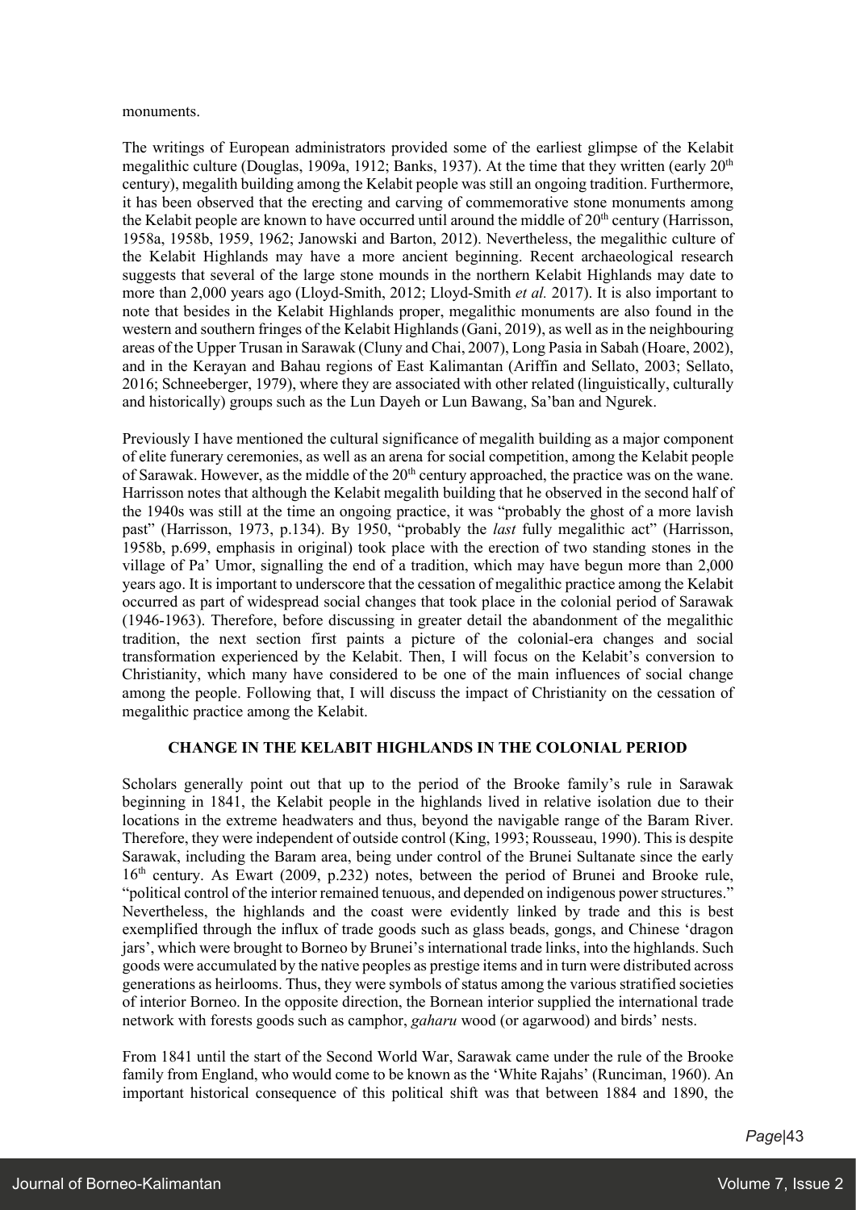monuments.

The writings of European administrators provided some of the earliest glimpse of the Kelabit megalithic culture (Douglas, 1909a, 1912; Banks, 1937). At the time that they written (early 20th century), megalith building among the Kelabit people was still an ongoing tradition. Furthermore, it has been observed that the erecting and carving of commemorative stone monuments among the Kelabit people are known to have occurred until around the middle of 20th century (Harrisson, 1958a, 1958b, 1959, 1962; Janowski and Barton, 2012). Nevertheless, the megalithic culture of the Kelabit Highlands may have a more ancient beginning. Recent archaeological research suggests that several of the large stone mounds in the northern Kelabit Highlands may date to more than 2,000 years ago (Lloyd-Smith, 2012; Lloyd-Smith *et al.* 2017). It is also important to note that besides in the Kelabit Highlands proper, megalithic monuments are also found in the western and southern fringes of the Kelabit Highlands (Gani, 2019), as well as in the neighbouring areas of the Upper Trusan in Sarawak (Cluny and Chai, 2007), Long Pasia in Sabah (Hoare, 2002), and in the Kerayan and Bahau regions of East Kalimantan (Ariffin and Sellato, 2003; Sellato, 2016; Schneeberger, 1979), where they are associated with other related (linguistically, culturally and historically) groups such as the Lun Dayeh or Lun Bawang, Sa'ban and Ngurek.

Previously I have mentioned the cultural significance of megalith building as a major component of elite funerary ceremonies, as well as an arena for social competition, among the Kelabit people of Sarawak. However, as the middle of the 20th century approached, the practice was on the wane. Harrisson notes that although the Kelabit megalith building that he observed in the second half of the 1940s was still at the time an ongoing practice, it was "probably the ghost of a more lavish past" (Harrisson, 1973, p.134). By 1950, "probably the *last* fully megalithic act" (Harrisson, 1958b, p.699, emphasis in original) took place with the erection of two standing stones in the village of Pa' Umor, signalling the end of a tradition, which may have begun more than 2,000 years ago. It is important to underscore that the cessation of megalithic practice among the Kelabit occurred as part of widespread social changes that took place in the colonial period of Sarawak (1946-1963). Therefore, before discussing in greater detail the abandonment of the megalithic tradition, the next section first paints a picture of the colonial-era changes and social transformation experienced by the Kelabit. Then, I will focus on the Kelabit's conversion to Christianity, which many have considered to be one of the main influences of social change among the people. Following that, I will discuss the impact of Christianity on the cessation of megalithic practice among the Kelabit.

## CHANGE IN THE KELABIT HIGHLANDS IN THE COLONIAL PERIOD

Scholars generally point out that up to the period of the Brooke family's rule in Sarawak beginning in 1841, the Kelabit people in the highlands lived in relative isolation due to their locations in the extreme headwaters and thus, beyond the navigable range of the Baram River. Therefore, they were independent of outside control (King, 1993; Rousseau, 1990). This is despite Sarawak, including the Baram area, being under control of the Brunei Sultanate since the early 16th century. As Ewart (2009, p.232) notes, between the period of Brunei and Brooke rule, "political control of the interior remained tenuous, and depended on indigenous power structures." Nevertheless, the highlands and the coast were evidently linked by trade and this is best exemplified through the influx of trade goods such as glass beads, gongs, and Chinese 'dragon jars', which were brought to Borneo by Brunei's international trade links, into the highlands. Such goods were accumulated by the native peoples as prestige items and in turn were distributed across generations as heirlooms. Thus, they were symbols of status among the various stratified societies of interior Borneo. In the opposite direction, the Bornean interior supplied the international trade network with forests goods such as camphor, *gaharu* wood (or agarwood) and birds' nests.

From 1841 until the start of the Second World War, Sarawak came under the rule of the Brooke family from England, who would come to be known as the 'White Rajahs' (Runciman, 1960). An important historical consequence of this political shift was that between 1884 and 1890, the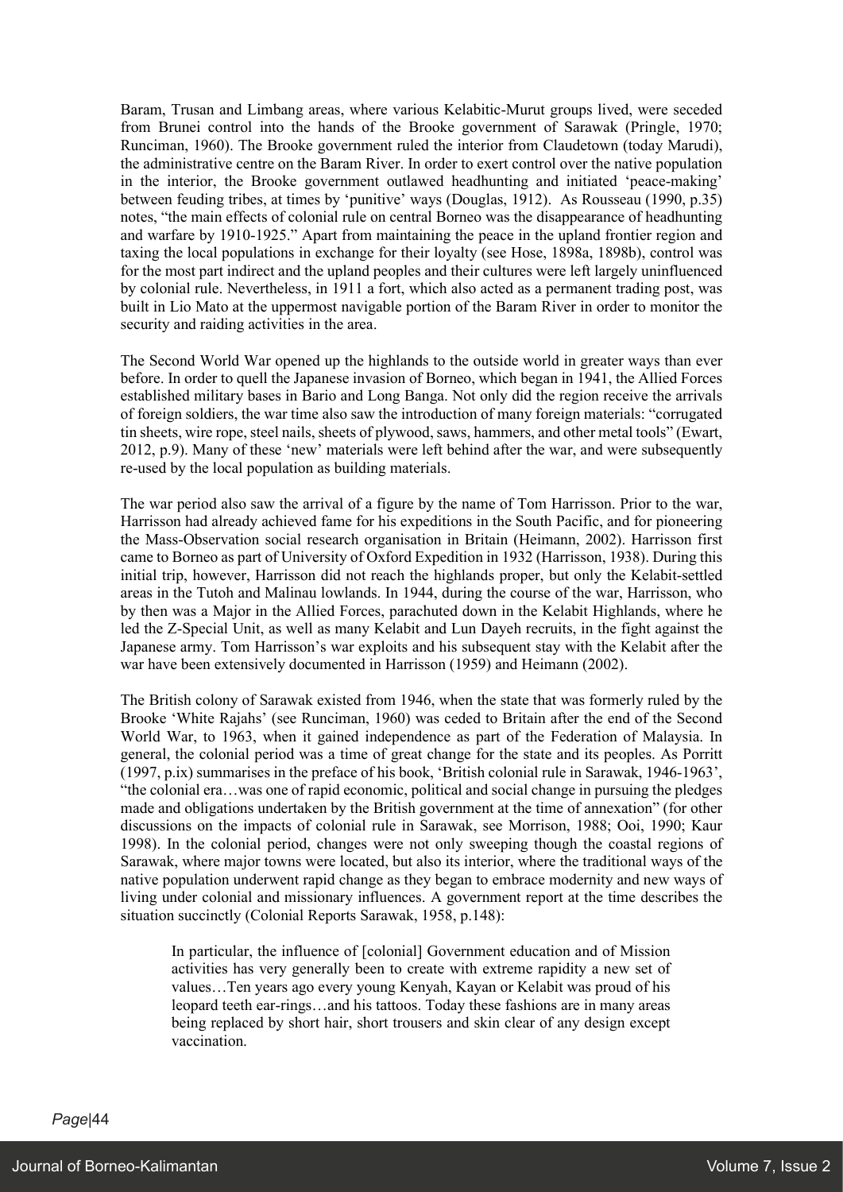Baram, Trusan and Limbang areas, where various Kelabitic-Murut groups lived, were seceded from Brunei control into the hands of the Brooke government of Sarawak (Pringle, 1970; Runciman, 1960). The Brooke government ruled the interior from Claudetown (today Marudi), the administrative centre on the Baram River. In order to exert control over the native population in the interior, the Brooke government outlawed headhunting and initiated 'peace-making' between feuding tribes, at times by 'punitive' ways (Douglas, 1912). As Rousseau (1990, p.35) notes, "the main effects of colonial rule on central Borneo was the disappearance of headhunting and warfare by 1910-1925." Apart from maintaining the peace in the upland frontier region and taxing the local populations in exchange for their loyalty (see Hose, 1898a, 1898b), control was for the most part indirect and the upland peoples and their cultures were left largely uninfluenced by colonial rule. Nevertheless, in 1911 a fort, which also acted as a permanent trading post, was built in Lio Mato at the uppermost navigable portion of the Baram River in order to monitor the security and raiding activities in the area.

The Second World War opened up the highlands to the outside world in greater ways than ever before. In order to quell the Japanese invasion of Borneo, which began in 1941, the Allied Forces established military bases in Bario and Long Banga. Not only did the region receive the arrivals of foreign soldiers, the war time also saw the introduction of many foreign materials: "corrugated tin sheets, wire rope, steel nails, sheets of plywood, saws, hammers, and other metal tools" (Ewart, 2012, p.9). Many of these 'new' materials were left behind after the war, and were subsequently re-used by the local population as building materials.

The war period also saw the arrival of a figure by the name of Tom Harrisson. Prior to the war, Harrisson had already achieved fame for his expeditions in the South Pacific, and for pioneering the Mass-Observation social research organisation in Britain (Heimann, 2002). Harrisson first came to Borneo as part of University of Oxford Expedition in 1932 (Harrisson, 1938). During this initial trip, however, Harrisson did not reach the highlands proper, but only the Kelabit-settled areas in the Tutoh and Malinau lowlands. In 1944, during the course of the war, Harrisson, who by then was a Major in the Allied Forces, parachuted down in the Kelabit Highlands, where he led the Z-Special Unit, as well as many Kelabit and Lun Dayeh recruits, in the fight against the Japanese army. Tom Harrisson's war exploits and his subsequent stay with the Kelabit after the war have been extensively documented in Harrisson (1959) and Heimann (2002).

The British colony of Sarawak existed from 1946, when the state that was formerly ruled by the Brooke 'White Rajahs' (see Runciman, 1960) was ceded to Britain after the end of the Second World War, to 1963, when it gained independence as part of the Federation of Malaysia. In general, the colonial period was a time of great change for the state and its peoples. As Porritt (1997, p.ix) summarises in the preface of his book, 'British colonial rule in Sarawak, 1946-1963', "the colonial era…was one of rapid economic, political and social change in pursuing the pledges made and obligations undertaken by the British government at the time of annexation" (for other discussions on the impacts of colonial rule in Sarawak, see Morrison, 1988; Ooi, 1990; Kaur 1998). In the colonial period, changes were not only sweeping though the coastal regions of Sarawak, where major towns were located, but also its interior, where the traditional ways of the native population underwent rapid change as they began to embrace modernity and new ways of living under colonial and missionary influences. A government report at the time describes the situation succinctly (Colonial Reports Sarawak, 1958, p.148):

> In particular, the influence of [colonial] Government education and of Mission activities has very generally been to create with extreme rapidity a new set of values…Ten years ago every young Kenyah, Kayan or Kelabit was proud of his leopard teeth ear-rings…and his tattoos. Today these fashions are in many areas being replaced by short hair, short trousers and skin clear of any design except vaccination.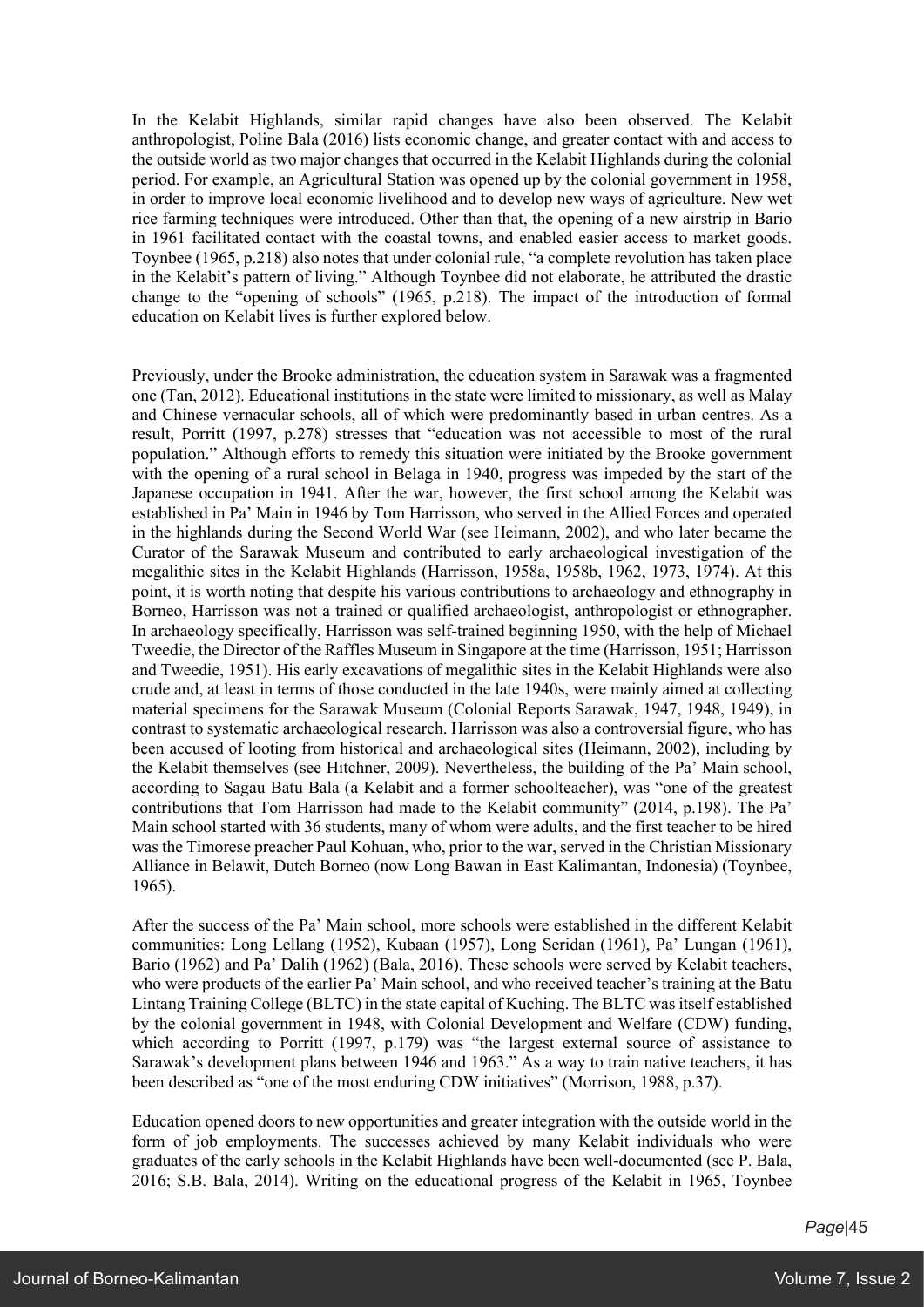In the Kelabit Highlands, similar rapid changes have also been observed. The Kelabit anthropologist, Poline Bala (2016) lists economic change, and greater contact with and access to the outside world as two major changes that occurred in the Kelabit Highlands during the colonial period. For example, an Agricultural Station was opened up by the colonial government in 1958, in order to improve local economic livelihood and to develop new ways of agriculture. New wet rice farming techniques were introduced. Other than that, the opening of a new airstrip in Bario in 1961 facilitated contact with the coastal towns, and enabled easier access to market goods. Toynbee (1965, p.218) also notes that under colonial rule, "a complete revolution has taken place in the Kelabit's pattern of living." Although Toynbee did not elaborate, he attributed the drastic change to the "opening of schools" (1965, p.218). The impact of the introduction of formal education on Kelabit lives is further explored below.

Previously, under the Brooke administration, the education system in Sarawak was a fragmented one (Tan, 2012). Educational institutions in the state were limited to missionary, as well as Malay and Chinese vernacular schools, all of which were predominantly based in urban centres. As a result, Porritt (1997, p.278) stresses that "education was not accessible to most of the rural population." Although efforts to remedy this situation were initiated by the Brooke government with the opening of a rural school in Belaga in 1940, progress was impeded by the start of the Japanese occupation in 1941. After the war, however, the first school among the Kelabit was established in Pa' Main in 1946 by Tom Harrisson, who served in the Allied Forces and operated in the highlands during the Second World War (see Heimann, 2002), and who later became the Curator of the Sarawak Museum and contributed to early archaeological investigation of the megalithic sites in the Kelabit Highlands (Harrisson, 1958a, 1958b, 1962, 1973, 1974). At this point, it is worth noting that despite his various contributions to archaeology and ethnography in Borneo, Harrisson was not a trained or qualified archaeologist, anthropologist or ethnographer. In archaeology specifically, Harrisson was self-trained beginning 1950, with the help of Michael Tweedie, the Director of the Raffles Museum in Singapore at the time (Harrisson, 1951; Harrisson and Tweedie, 1951). His early excavations of megalithic sites in the Kelabit Highlands were also crude and, at least in terms of those conducted in the late 1940s, were mainly aimed at collecting material specimens for the Sarawak Museum (Colonial Reports Sarawak, 1947, 1948, 1949), in contrast to systematic archaeological research. Harrisson was also a controversial figure, who has been accused of looting from historical and archaeological sites (Heimann, 2002), including by the Kelabit themselves (see Hitchner, 2009). Nevertheless, the building of the Pa' Main school, according to Sagau Batu Bala (a Kelabit and a former schoolteacher), was "one of the greatest contributions that Tom Harrisson had made to the Kelabit community" (2014, p.198). The Pa' Main school started with 36 students, many of whom were adults, and the first teacher to be hired was the Timorese preacher Paul Kohuan, who, prior to the war, served in the Christian Missionary Alliance in Belawit, Dutch Borneo (now Long Bawan in East Kalimantan, Indonesia) (Toynbee, 1965).

After the success of the Pa' Main school, more schools were established in the different Kelabit communities: Long Lellang (1952), Kubaan (1957), Long Seridan (1961), Pa' Lungan (1961), Bario (1962) and Pa' Dalih (1962) (Bala, 2016). These schools were served by Kelabit teachers, who were products of the earlier Pa' Main school, and who received teacher's training at the Batu Lintang Training College (BLTC) in the state capital of Kuching. The BLTC was itself established by the colonial government in 1948, with Colonial Development and Welfare (CDW) funding, which according to Porritt (1997, p.179) was "the largest external source of assistance to Sarawak's development plans between 1946 and 1963." As a way to train native teachers, it has been described as "one of the most enduring CDW initiatives" (Morrison, 1988, p.37).

Education opened doors to new opportunities and greater integration with the outside world in the form of job employments. The successes achieved by many Kelabit individuals who were graduates of the early schools in the Kelabit Highlands have been well-documented (see P. Bala, 2016; S.B. Bala, 2014). Writing on the educational progress of the Kelabit in 1965, Toynbee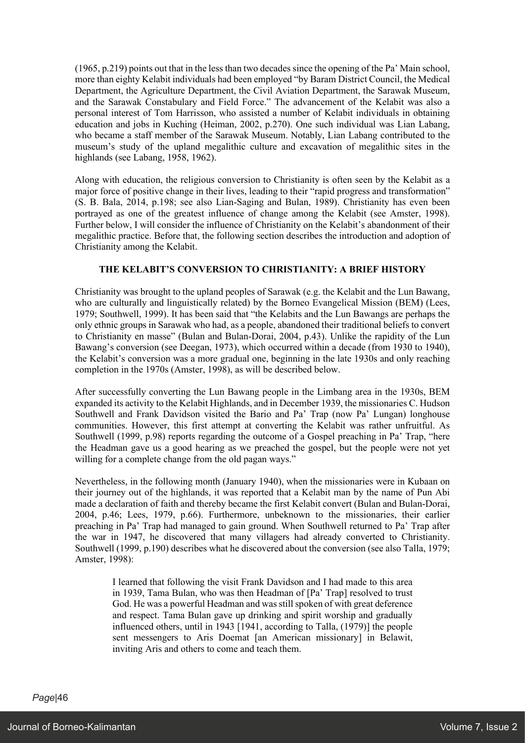(1965, p.219) points out that in the less than two decades since the opening of the Pa' Main school, more than eighty Kelabit individuals had been employed "by Baram District Council, the Medical Department, the Agriculture Department, the Civil Aviation Department, the Sarawak Museum, and the Sarawak Constabulary and Field Force." The advancement of the Kelabit was also a personal interest of Tom Harrisson, who assisted a number of Kelabit individuals in obtaining education and jobs in Kuching (Heiman, 2002, p.270). One such individual was Lian Labang, who became a staff member of the Sarawak Museum. Notably, Lian Labang contributed to the museum's study of the upland megalithic culture and excavation of megalithic sites in the highlands (see Labang, 1958, 1962).

Along with education, the religious conversion to Christianity is often seen by the Kelabit as a major force of positive change in their lives, leading to their "rapid progress and transformation" (S. B. Bala, 2014, p.198; see also Lian-Saging and Bulan, 1989). Christianity has even been portrayed as one of the greatest influence of change among the Kelabit (see Amster, 1998). Further below, I will consider the influence of Christianity on the Kelabit's abandonment of their megalithic practice. Before that, the following section describes the introduction and adoption of Christianity among the Kelabit.

## THE KELABIT'S CONVERSION TO CHRISTIANITY: A BRIEF HISTORY

Christianity was brought to the upland peoples of Sarawak (e.g. the Kelabit and the Lun Bawang, who are culturally and linguistically related) by the Borneo Evangelical Mission (BEM) (Lees, 1979; Southwell, 1999). It has been said that "the Kelabits and the Lun Bawangs are perhaps the only ethnic groups in Sarawak who had, as a people, abandoned their traditional beliefs to convert to Christianity en masse" (Bulan and Bulan-Dorai, 2004, p.43). Unlike the rapidity of the Lun Bawang's conversion (see Deegan, 1973), which occurred within a decade (from 1930 to 1940), the Kelabit's conversion was a more gradual one, beginning in the late 1930s and only reaching completion in the 1970s (Amster, 1998), as will be described below.

After successfully converting the Lun Bawang people in the Limbang area in the 1930s, BEM expanded its activity to the Kelabit Highlands, and in December 1939, the missionaries C. Hudson Southwell and Frank Davidson visited the Bario and Pa' Trap (now Pa' Lungan) longhouse communities. However, this first attempt at converting the Kelabit was rather unfruitful. As Southwell (1999, p.98) reports regarding the outcome of a Gospel preaching in Pa' Trap, "here the Headman gave us a good hearing as we preached the gospel, but the people were not yet willing for a complete change from the old pagan ways."

Nevertheless, in the following month (January 1940), when the missionaries were in Kubaan on their journey out of the highlands, it was reported that a Kelabit man by the name of Pun Abi made a declaration of faith and thereby became the first Kelabit convert (Bulan and Bulan-Dorai, 2004, p.46; Lees, 1979, p.66). Furthermore, unbeknown to the missionaries, their earlier preaching in Pa' Trap had managed to gain ground. When Southwell returned to Pa' Trap after the war in 1947, he discovered that many villagers had already converted to Christianity. Southwell (1999, p.190) describes what he discovered about the conversion (see also Talla, 1979; Amster, 1998):

> I learned that following the visit Frank Davidson and I had made to this area in 1939, Tama Bulan, who was then Headman of [Pa' Trap] resolved to trust God. He was a powerful Headman and was still spoken of with great deference and respect. Tama Bulan gave up drinking and spirit worship and gradually influenced others, until in 1943 [1941, according to Talla, (1979)] the people sent messengers to Aris Doemat [an American missionary] in Belawit, inviting Aris and others to come and teach them.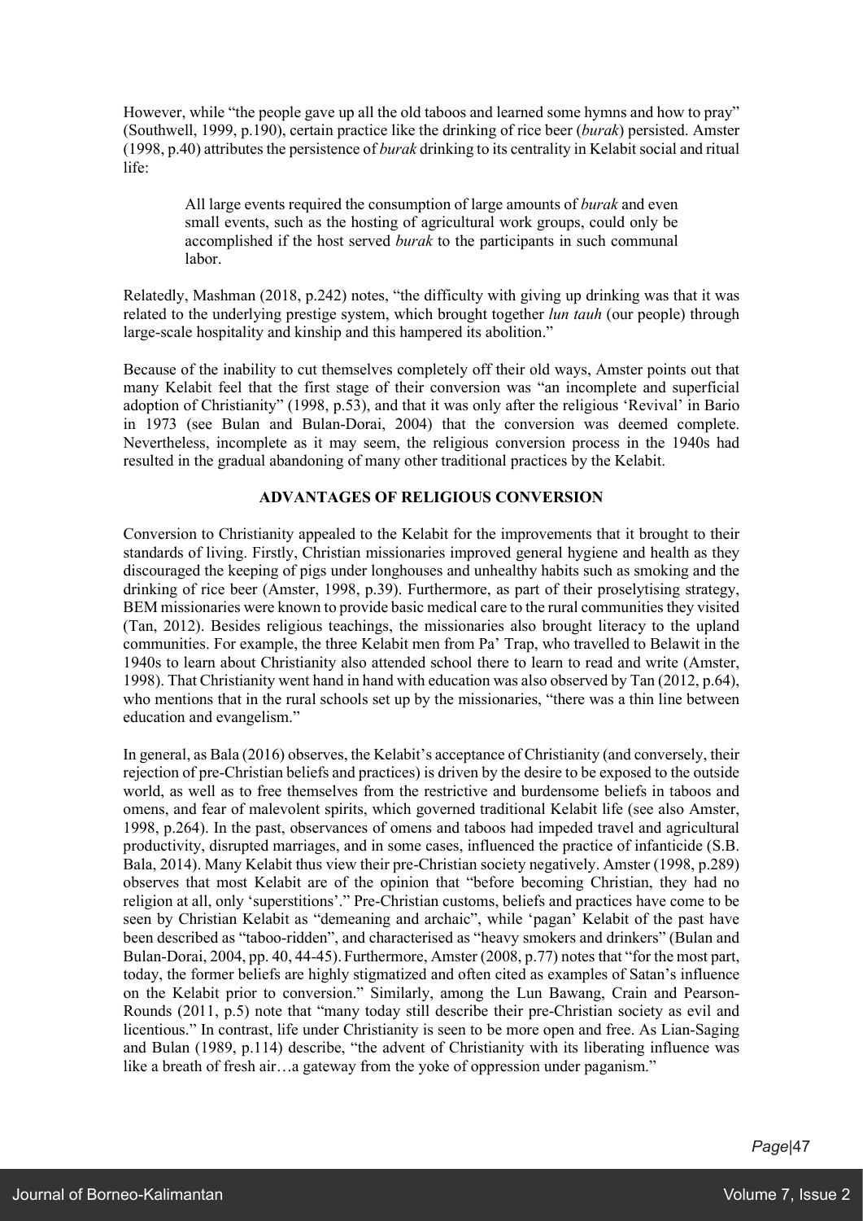However, while "the people gave up all the old taboos and learned some hymns and how to pray" (Southwell, 1999, p.190), certain practice like the drinking of rice beer (*burak*) persisted. Amster (1998, p.40) attributes the persistence of *burak* drinking to its centrality in Kelabit social and ritual life:

> All large events required the consumption of large amounts of *burak* and even small events, such as the hosting of agricultural work groups, could only be accomplished if the host served *burak* to the participants in such communal labor.

Relatedly, Mashman (2018, p.242) notes, "the difficulty with giving up drinking was that it was related to the underlying prestige system, which brought together *lun tauh* (our people) through large-scale hospitality and kinship and this hampered its abolition."

Because of the inability to cut themselves completely off their old ways, Amster points out that many Kelabit feel that the first stage of their conversion was "an incomplete and superficial adoption of Christianity" (1998, p.53), and that it was only after the religious 'Revival' in Bario in 1973 (see Bulan and Bulan-Dorai, 2004) that the conversion was deemed complete. Nevertheless, incomplete as it may seem, the religious conversion process in the 1940s had resulted in the gradual abandoning of many other traditional practices by the Kelabit.

## ADVANTAGES OF RELIGIOUS CONVERSION

Conversion to Christianity appealed to the Kelabit for the improvements that it brought to their standards of living. Firstly, Christian missionaries improved general hygiene and health as they discouraged the keeping of pigs under longhouses and unhealthy habits such as smoking and the drinking of rice beer (Amster, 1998, p.39). Furthermore, as part of their proselytising strategy, BEM missionaries were known to provide basic medical care to the rural communities they visited (Tan, 2012). Besides religious teachings, the missionaries also brought literacy to the upland communities. For example, the three Kelabit men from Pa' Trap, who travelled to Belawit in the 1940s to learn about Christianity also attended school there to learn to read and write (Amster, 1998). That Christianity went hand in hand with education was also observed by Tan (2012, p.64), who mentions that in the rural schools set up by the missionaries, "there was a thin line between education and evangelism."

In general, as Bala (2016) observes, the Kelabit's acceptance of Christianity (and conversely, their rejection of pre-Christian beliefs and practices) is driven by the desire to be exposed to the outside world, as well as to free themselves from the restrictive and burdensome beliefs in taboos and omens, and fear of malevolent spirits, which governed traditional Kelabit life (see also Amster, 1998, p.264). In the past, observances of omens and taboos had impeded travel and agricultural productivity, disrupted marriages, and in some cases, influenced the practice of infanticide (S.B. Bala, 2014). Many Kelabit thus view their pre-Christian society negatively. Amster (1998, p.289) observes that most Kelabit are of the opinion that "before becoming Christian, they had no religion at all, only 'superstitions'." Pre-Christian customs, beliefs and practices have come to be seen by Christian Kelabit as "demeaning and archaic", while 'pagan' Kelabit of the past have been described as "taboo-ridden", and characterised as "heavy smokers and drinkers" (Bulan and Bulan-Dorai, 2004, pp. 40, 44-45). Furthermore, Amster (2008, p.77) notes that "for the most part, today, the former beliefs are highly stigmatized and often cited as examples of Satan's influence on the Kelabit prior to conversion." Similarly, among the Lun Bawang, Crain and Pearson-Rounds (2011, p.5) note that "many today still describe their pre-Christian society as evil and licentious." In contrast, life under Christianity is seen to be more open and free. As Lian-Saging and Bulan (1989, p.114) describe, "the advent of Christianity with its liberating influence was like a breath of fresh air…a gateway from the yoke of oppression under paganism."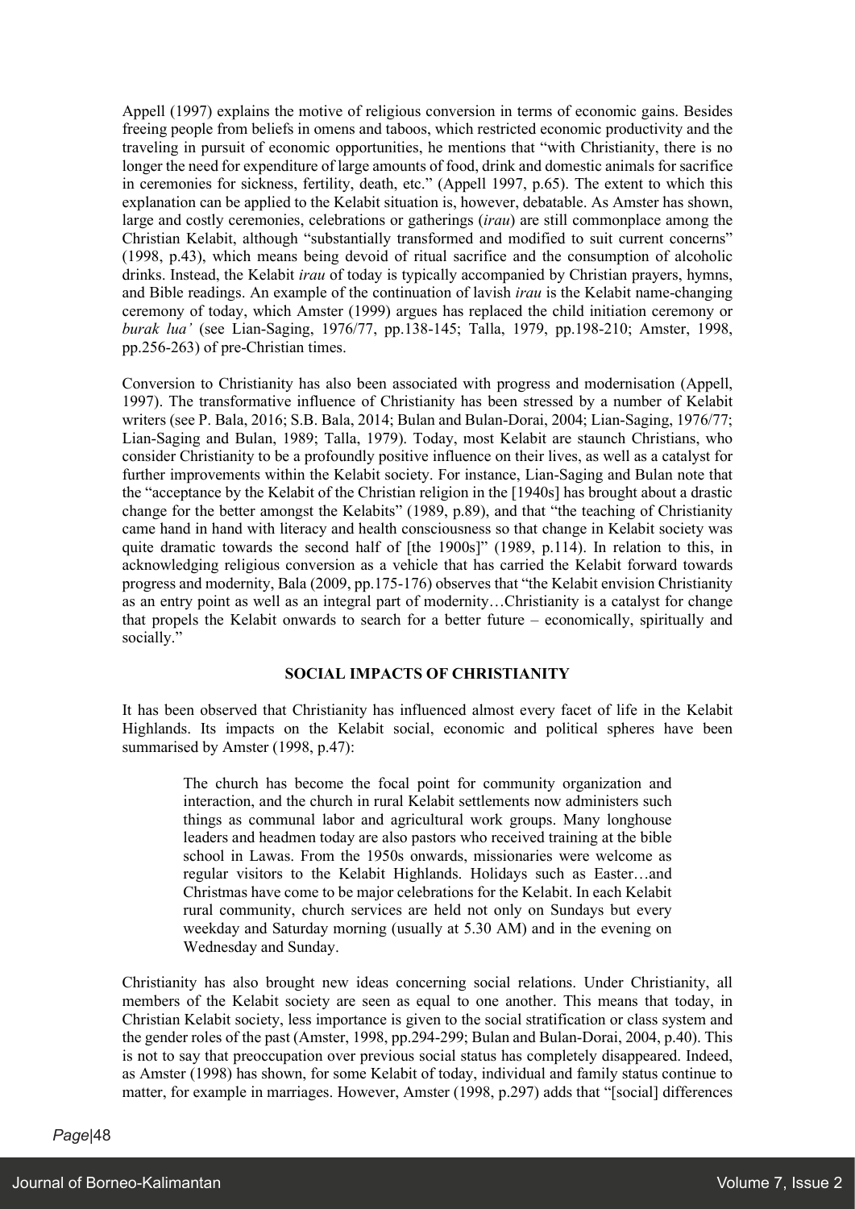Appell (1997) explains the motive of religious conversion in terms of economic gains. Besides freeing people from beliefs in omens and taboos, which restricted economic productivity and the traveling in pursuit of economic opportunities, he mentions that "with Christianity, there is no longer the need for expenditure of large amounts of food, drink and domestic animals for sacrifice in ceremonies for sickness, fertility, death, etc." (Appell 1997, p.65). The extent to which this explanation can be applied to the Kelabit situation is, however, debatable. As Amster has shown, large and costly ceremonies, celebrations or gatherings (*irau*) are still commonplace among the Christian Kelabit, although "substantially transformed and modified to suit current concerns" (1998, p.43), which means being devoid of ritual sacrifice and the consumption of alcoholic drinks. Instead, the Kelabit *irau* of today is typically accompanied by Christian prayers, hymns, and Bible readings. An example of the continuation of lavish *irau* is the Kelabit name-changing ceremony of today, which Amster (1999) argues has replaced the child initiation ceremony or *burak lua'* (see Lian-Saging, 1976/77, pp.138-145; Talla, 1979, pp.198-210; Amster, 1998, pp.256-263) of pre-Christian times.

Conversion to Christianity has also been associated with progress and modernisation (Appell, 1997). The transformative influence of Christianity has been stressed by a number of Kelabit writers (see P. Bala, 2016; S.B. Bala, 2014; Bulan and Bulan-Dorai, 2004; Lian-Saging, 1976/77; Lian-Saging and Bulan, 1989; Talla, 1979). Today, most Kelabit are staunch Christians, who consider Christianity to be a profoundly positive influence on their lives, as well as a catalyst for further improvements within the Kelabit society. For instance, Lian-Saging and Bulan note that the "acceptance by the Kelabit of the Christian religion in the [1940s] has brought about a drastic change for the better amongst the Kelabits" (1989, p.89), and that "the teaching of Christianity came hand in hand with literacy and health consciousness so that change in Kelabit society was quite dramatic towards the second half of [the 1900s]" (1989, p.114). In relation to this, in acknowledging religious conversion as a vehicle that has carried the Kelabit forward towards progress and modernity, Bala (2009, pp.175-176) observes that "the Kelabit envision Christianity as an entry point as well as an integral part of modernity…Christianity is a catalyst for change that propels the Kelabit onwards to search for a better future – economically, spiritually and socially."

## SOCIAL IMPACTS OF CHRISTIANITY

It has been observed that Christianity has influenced almost every facet of life in the Kelabit Highlands. Its impacts on the Kelabit social, economic and political spheres have been summarised by Amster (1998, p.47):

> The church has become the focal point for community organization and interaction, and the church in rural Kelabit settlements now administers such things as communal labor and agricultural work groups. Many longhouse leaders and headmen today are also pastors who received training at the bible school in Lawas. From the 1950s onwards, missionaries were welcome as regular visitors to the Kelabit Highlands. Holidays such as Easter…and Christmas have come to be major celebrations for the Kelabit. In each Kelabit rural community, church services are held not only on Sundays but every weekday and Saturday morning (usually at 5.30 AM) and in the evening on Wednesday and Sunday.

Christianity has also brought new ideas concerning social relations. Under Christianity, all members of the Kelabit society are seen as equal to one another. This means that today, in Christian Kelabit society, less importance is given to the social stratification or class system and the gender roles of the past (Amster, 1998, pp.294-299; Bulan and Bulan-Dorai, 2004, p.40). This is not to say that preoccupation over previous social status has completely disappeared. Indeed, as Amster (1998) has shown, for some Kelabit of today, individual and family status continue to matter, for example in marriages. However, Amster (1998, p.297) adds that "[social] differences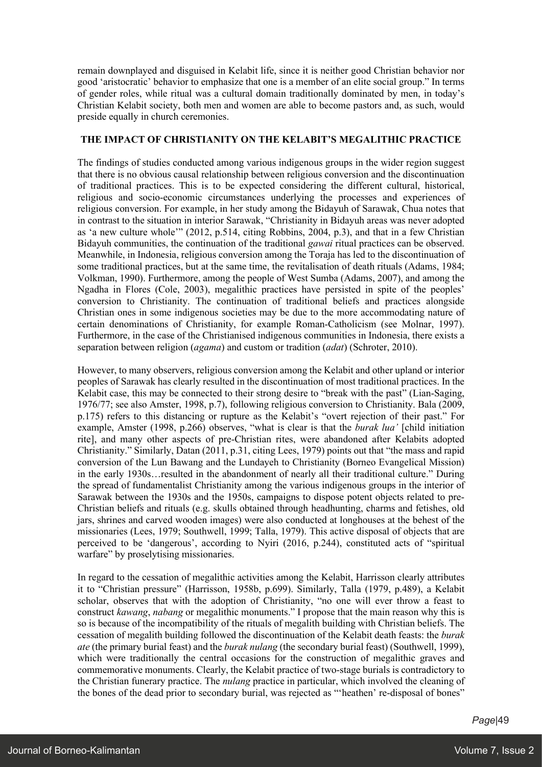remain downplayed and disguised in Kelabit life, since it is neither good Christian behavior nor good 'aristocratic' behavior to emphasize that one is a member of an elite social group." In terms of gender roles, while ritual was a cultural domain traditionally dominated by men, in today's Christian Kelabit society, both men and women are able to become pastors and, as such, would preside equally in church ceremonies.

## THE IMPACT OF CHRISTIANITY ON THE KELABIT'S MEGALITHIC PRACTICE

The findings of studies conducted among various indigenous groups in the wider region suggest that there is no obvious causal relationship between religious conversion and the discontinuation of traditional practices. This is to be expected considering the different cultural, historical, religious and socio-economic circumstances underlying the processes and experiences of religious conversion. For example, in her study among the Bidayuh of Sarawak, Chua notes that in contrast to the situation in interior Sarawak, "Christianity in Bidayuh areas was never adopted as 'a new culture whole'" (2012, p.514, citing Robbins, 2004, p.3), and that in a few Christian Bidayuh communities, the continuation of the traditional *gawai* ritual practices can be observed. Meanwhile, in Indonesia, religious conversion among the Toraja has led to the discontinuation of some traditional practices, but at the same time, the revitalisation of death rituals (Adams, 1984; Volkman, 1990). Furthermore, among the people of West Sumba (Adams, 2007), and among the Ngadha in Flores (Cole, 2003), megalithic practices have persisted in spite of the peoples' conversion to Christianity. The continuation of traditional beliefs and practices alongside Christian ones in some indigenous societies may be due to the more accommodating nature of certain denominations of Christianity, for example Roman-Catholicism (see Molnar, 1997). Furthermore, in the case of the Christianised indigenous communities in Indonesia, there exists a separation between religion (*agama*) and custom or tradition (*adat*) (Schroter, 2010).

However, to many observers, religious conversion among the Kelabit and other upland or interior peoples of Sarawak has clearly resulted in the discontinuation of most traditional practices. In the Kelabit case, this may be connected to their strong desire to "break with the past" (Lian-Saging, 1976/77; see also Amster, 1998, p.7), following religious conversion to Christianity. Bala (2009, p.175) refers to this distancing or rupture as the Kelabit's "overt rejection of their past." For example, Amster (1998, p.266) observes, "what is clear is that the *burak lua'* [child initiation rite], and many other aspects of pre-Christian rites, were abandoned after Kelabits adopted Christianity." Similarly, Datan (2011, p.31, citing Lees, 1979) points out that "the mass and rapid conversion of the Lun Bawang and the Lundayeh to Christianity (Borneo Evangelical Mission) in the early 1930s…resulted in the abandonment of nearly all their traditional culture." During the spread of fundamentalist Christianity among the various indigenous groups in the interior of Sarawak between the 1930s and the 1950s, campaigns to dispose potent objects related to pre-Christian beliefs and rituals (e.g. skulls obtained through headhunting, charms and fetishes, old jars, shrines and carved wooden images) were also conducted at longhouses at the behest of the missionaries (Lees, 1979; Southwell, 1999; Talla, 1979). This active disposal of objects that are perceived to be 'dangerous', according to Nyiri (2016, p.244), constituted acts of "spiritual warfare" by proselytising missionaries.

In regard to the cessation of megalithic activities among the Kelabit, Harrisson clearly attributes it to "Christian pressure" (Harrisson, 1958b, p.699). Similarly, Talla (1979, p.489), a Kelabit scholar, observes that with the adoption of Christianity, "no one will ever throw a feast to construct *kawang*, *nabang* or megalithic monuments." I propose that the main reason why this is so is because of the incompatibility of the rituals of megalith building with Christian beliefs. The cessation of megalith building followed the discontinuation of the Kelabit death feasts: the *burak ate* (the primary burial feast) and the *burak nulang* (the secondary burial feast) (Southwell, 1999), which were traditionally the central occasions for the construction of megalithic graves and commemorative monuments. Clearly, the Kelabit practice of two-stage burials is contradictory to the Christian funerary practice. The *nulang* practice in particular, which involved the cleaning of the bones of the dead prior to secondary burial, was rejected as "'heathen' re-disposal of bones"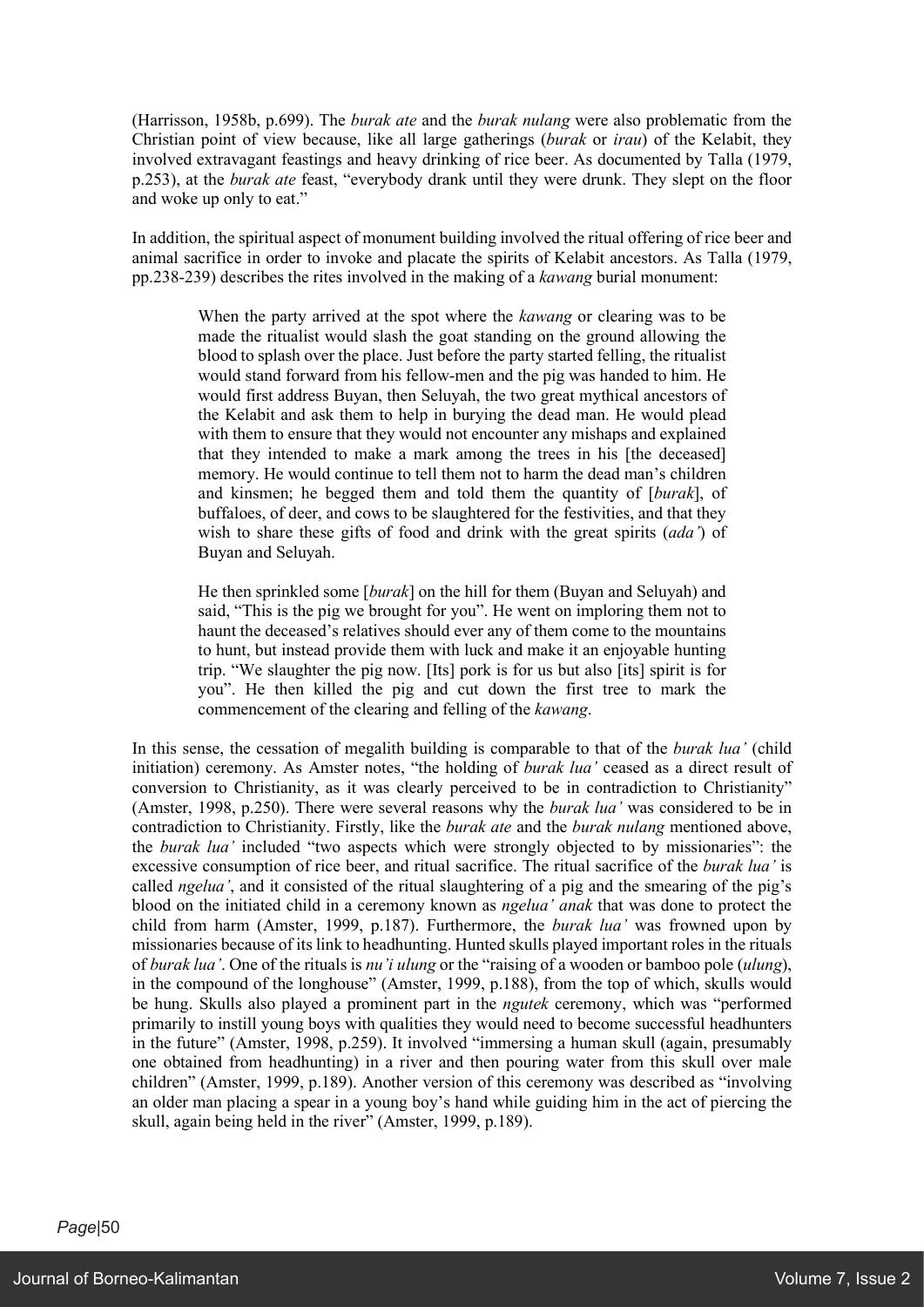(Harrisson, 1958b, p.699). The *burak ate* and the *burak nulang* were also problematic from the Christian point of view because, like all large gatherings (*burak* or *irau*) of the Kelabit, they involved extravagant feastings and heavy drinking of rice beer. As documented by Talla (1979, p.253), at the *burak ate* feast, "everybody drank until they were drunk. They slept on the floor and woke up only to eat."

In addition, the spiritual aspect of monument building involved the ritual offering of rice beer and animal sacrifice in order to invoke and placate the spirits of Kelabit ancestors. As Talla (1979, pp.238-239) describes the rites involved in the making of a *kawang* burial monument:

> When the party arrived at the spot where the *kawang* or clearing was to be made the ritualist would slash the goat standing on the ground allowing the blood to splash over the place. Just before the party started felling, the ritualist would stand forward from his fellow-men and the pig was handed to him. He would first address Buyan, then Seluyah, the two great mythical ancestors of the Kelabit and ask them to help in burying the dead man. He would plead with them to ensure that they would not encounter any mishaps and explained that they intended to make a mark among the trees in his [the deceased] memory. He would continue to tell them not to harm the dead man's children and kinsmen; he begged them and told them the quantity of [*burak*], of buffaloes, of deer, and cows to be slaughtered for the festivities, and that they wish to share these gifts of food and drink with the great spirits (*ada'*) of Buyan and Seluyah.
>
> He then sprinkled some [*burak*] on the hill for them (Buyan and Seluyah) and said, "This is the pig we brought for you". He went on imploring them not to haunt the deceased's relatives should ever any of them come to the mountains to hunt, but instead provide them with luck and make it an enjoyable hunting trip. "We slaughter the pig now. [Its] pork is for us but also [its] spirit is for you". He then killed the pig and cut down the first tree to mark the commencement of the clearing and felling of the *kawang*.

In this sense, the cessation of megalith building is comparable to that of the *burak lua'* (child initiation) ceremony. As Amster notes, "the holding of *burak lua'* ceased as a direct result of conversion to Christianity, as it was clearly perceived to be in contradiction to Christianity" (Amster, 1998, p.250). There were several reasons why the *burak lua'* was considered to be in contradiction to Christianity. Firstly, like the *burak ate* and the *burak nulang* mentioned above, the *burak lua'* included "two aspects which were strongly objected to by missionaries": the excessive consumption of rice beer, and ritual sacrifice. The ritual sacrifice of the *burak lua'* is called *ngelua'*, and it consisted of the ritual slaughtering of a pig and the smearing of the pig's blood on the initiated child in a ceremony known as *ngelua' anak* that was done to protect the child from harm (Amster, 1999, p.187). Furthermore, the *burak lua'* was frowned upon by missionaries because of its link to headhunting. Hunted skulls played important roles in the rituals of *burak lua'*. One of the rituals is *nu'i ulung* or the "raising of a wooden or bamboo pole (*ulung*), in the compound of the longhouse" (Amster, 1999, p.188), from the top of which, skulls would be hung. Skulls also played a prominent part in the *ngutek* ceremony, which was "performed primarily to instill young boys with qualities they would need to become successful headhunters in the future" (Amster, 1998, p.259). It involved "immersing a human skull (again, presumably one obtained from headhunting) in a river and then pouring water from this skull over male children" (Amster, 1999, p.189). Another version of this ceremony was described as "involving an older man placing a spear in a young boy's hand while guiding him in the act of piercing the skull, again being held in the river" (Amster, 1999, p.189).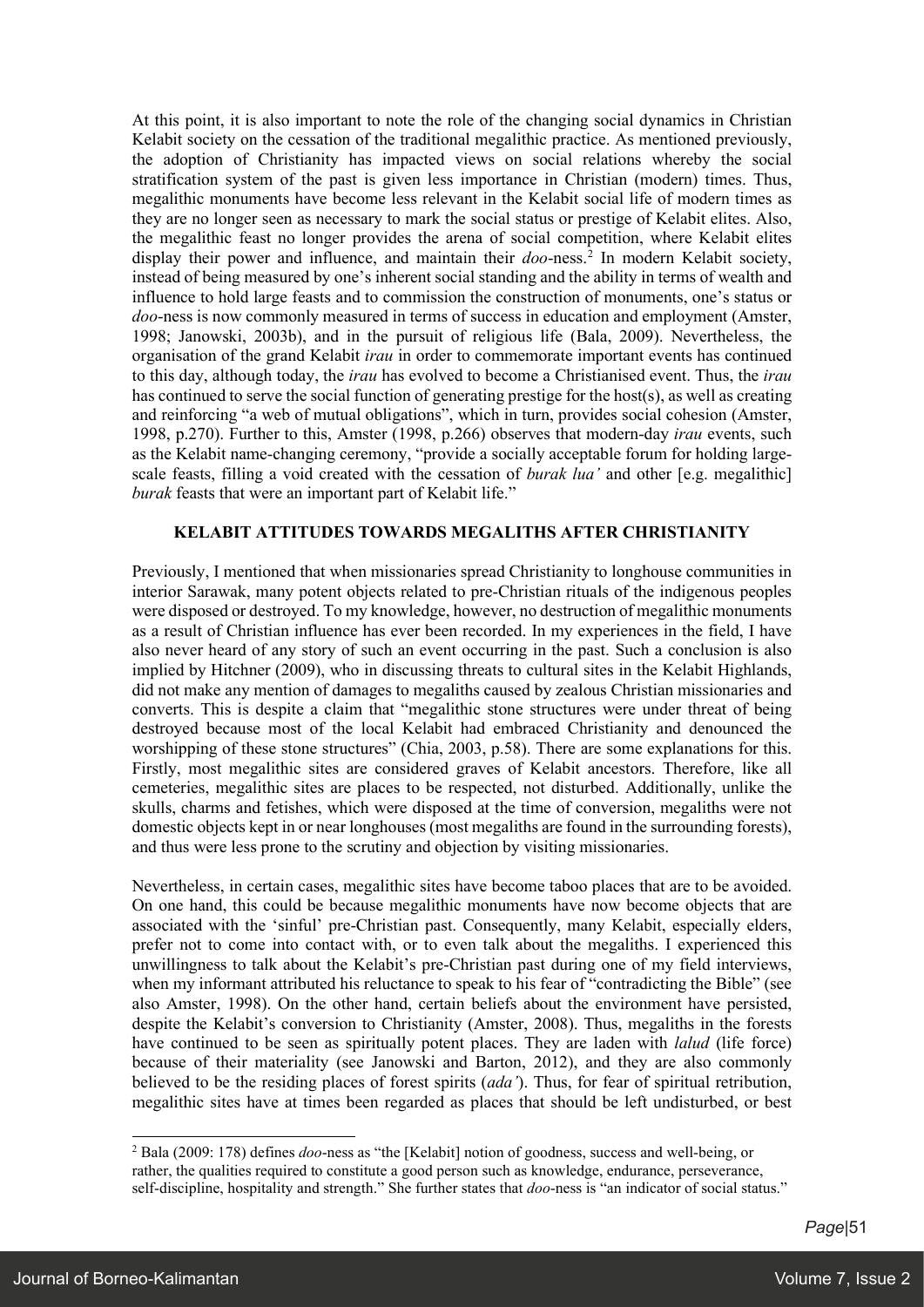At this point, it is also important to note the role of the changing social dynamics in Christian Kelabit society on the cessation of the traditional megalithic practice. As mentioned previously, the adoption of Christianity has impacted views on social relations whereby the social stratification system of the past is given less importance in Christian (modern) times. Thus, megalithic monuments have become less relevant in the Kelabit social life of modern times as they are no longer seen as necessary to mark the social status or prestige of Kelabit elites. Also, the megalithic feast no longer provides the arena of social competition, where Kelabit elites display their power and influence, and maintain their *doo*-ness.[2] In modern Kelabit society, instead of being measured by one's inherent social standing and the ability in terms of wealth and influence to hold large feasts and to commission the construction of monuments, one's status or *doo*-ness is now commonly measured in terms of success in education and employment (Amster, 1998; Janowski, 2003b), and in the pursuit of religious life (Bala, 2009). Nevertheless, the organisation of the grand Kelabit *irau* in order to commemorate important events has continued to this day, although today, the *irau* has evolved to become a Christianised event. Thus, the *irau* has continued to serve the social function of generating prestige for the host(s), as well as creating and reinforcing "a web of mutual obligations", which in turn, provides social cohesion (Amster, 1998, p.270). Further to this, Amster (1998, p.266) observes that modern-day *irau* events, such as the Kelabit name-changing ceremony, "provide a socially acceptable forum for holding large-scale feasts, filling a void created with the cessation of *burak lua'* and other [e.g. megalithic] *burak* feasts that were an important part of Kelabit life."

## KELABIT ATTITUDES TOWARDS MEGALITHS AFTER CHRISTIANITY

Previously, I mentioned that when missionaries spread Christianity to longhouse communities in interior Sarawak, many potent objects related to pre-Christian rituals of the indigenous peoples were disposed or destroyed. To my knowledge, however, no destruction of megalithic monuments as a result of Christian influence has ever been recorded. In my experiences in the field, I have also never heard of any story of such an event occurring in the past. Such a conclusion is also implied by Hitchner (2009), who in discussing threats to cultural sites in the Kelabit Highlands, did not make any mention of damages to megaliths caused by zealous Christian missionaries and converts. This is despite a claim that "megalithic stone structures were under threat of being destroyed because most of the local Kelabit had embraced Christianity and denounced the worshipping of these stone structures" (Chia, 2003, p.58). There are some explanations for this. Firstly, most megalithic sites are considered graves of Kelabit ancestors. Therefore, like all cemeteries, megalithic sites are places to be respected, not disturbed. Additionally, unlike the skulls, charms and fetishes, which were disposed at the time of conversion, megaliths were not domestic objects kept in or near longhouses (most megaliths are found in the surrounding forests), and thus were less prone to the scrutiny and objection by visiting missionaries.

Nevertheless, in certain cases, megalithic sites have become taboo places that are to be avoided. On one hand, this could be because megalithic monuments have now become objects that are associated with the 'sinful' pre-Christian past. Consequently, many Kelabit, especially elders, prefer not to come into contact with, or to even talk about the megaliths. I experienced this unwillingness to talk about the Kelabit's pre-Christian past during one of my field interviews, when my informant attributed his reluctance to speak to his fear of "contradicting the Bible" (see also Amster, 1998). On the other hand, certain beliefs about the environment have persisted, despite the Kelabit's conversion to Christianity (Amster, 2008). Thus, megaliths in the forests have continued to be seen as spiritually potent places. They are laden with *lalud* (life force) because of their materiality (see Janowski and Barton, 2012), and they are also commonly believed to be the residing places of forest spirits (*ada'*). Thus, for fear of spiritual retribution, megalithic sites have at times been regarded as places that should be left undisturbed, or best

[2] Bala (2009: 178) defines *doo*-ness as "the [Kelabit] notion of goodness, success and well-being, or rather, the qualities required to constitute a good person such as knowledge, endurance, perseverance, self-discipline, hospitality and strength." She further states that *doo*-ness is "an indicator of social status."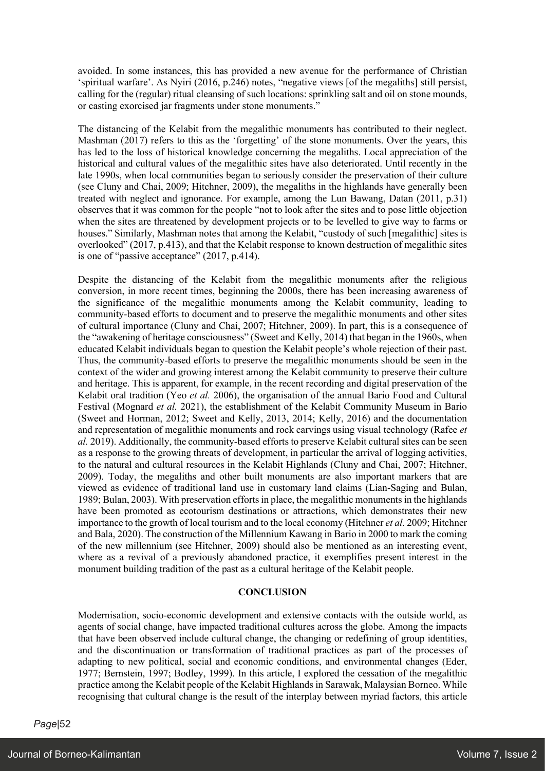avoided. In some instances, this has provided a new avenue for the performance of Christian 'spiritual warfare'. As Nyiri (2016, p.246) notes, "negative views [of the megaliths] still persist, calling for the (regular) ritual cleansing of such locations: sprinkling salt and oil on stone mounds, or casting exorcised jar fragments under stone monuments."

The distancing of the Kelabit from the megalithic monuments has contributed to their neglect. Mashman (2017) refers to this as the 'forgetting' of the stone monuments. Over the years, this has led to the loss of historical knowledge concerning the megaliths. Local appreciation of the historical and cultural values of the megalithic sites have also deteriorated. Until recently in the late 1990s, when local communities began to seriously consider the preservation of their culture (see Cluny and Chai, 2009; Hitchner, 2009), the megaliths in the highlands have generally been treated with neglect and ignorance. For example, among the Lun Bawang, Datan (2011, p.31) observes that it was common for the people "not to look after the sites and to pose little objection when the sites are threatened by development projects or to be levelled to give way to farms or houses." Similarly, Mashman notes that among the Kelabit, "custody of such [megalithic] sites is overlooked" (2017, p.413), and that the Kelabit response to known destruction of megalithic sites is one of "passive acceptance" (2017, p.414).

Despite the distancing of the Kelabit from the megalithic monuments after the religious conversion, in more recent times, beginning the 2000s, there has been increasing awareness of the significance of the megalithic monuments among the Kelabit community, leading to community-based efforts to document and to preserve the megalithic monuments and other sites of cultural importance (Cluny and Chai, 2007; Hitchner, 2009). In part, this is a consequence of the "awakening of heritage consciousness" (Sweet and Kelly, 2014) that began in the 1960s, when educated Kelabit individuals began to question the Kelabit people's whole rejection of their past. Thus, the community-based efforts to preserve the megalithic monuments should be seen in the context of the wider and growing interest among the Kelabit community to preserve their culture and heritage. This is apparent, for example, in the recent recording and digital preservation of the Kelabit oral tradition (Yeo *et al.* 2006), the organisation of the annual Bario Food and Cultural Festival (Mognard *et al.* 2021), the establishment of the Kelabit Community Museum in Bario (Sweet and Horman, 2012; Sweet and Kelly, 2013, 2014; Kelly, 2016) and the documentation and representation of megalithic monuments and rock carvings using visual technology (Rafee *et al.* 2019). Additionally, the community-based efforts to preserve Kelabit cultural sites can be seen as a response to the growing threats of development, in particular the arrival of logging activities, to the natural and cultural resources in the Kelabit Highlands (Cluny and Chai, 2007; Hitchner, 2009). Today, the megaliths and other built monuments are also important markers that are viewed as evidence of traditional land use in customary land claims (Lian-Saging and Bulan, 1989; Bulan, 2003). With preservation efforts in place, the megalithic monuments in the highlands have been promoted as ecotourism destinations or attractions, which demonstrates their new importance to the growth of local tourism and to the local economy (Hitchner *et al.* 2009; Hitchner and Bala, 2020). The construction of the Millennium Kawang in Bario in 2000 to mark the coming of the new millennium (see Hitchner, 2009) should also be mentioned as an interesting event, where as a revival of a previously abandoned practice, it exemplifies present interest in the monument building tradition of the past as a cultural heritage of the Kelabit people.

## CONCLUSION

Modernisation, socio-economic development and extensive contacts with the outside world, as agents of social change, have impacted traditional cultures across the globe. Among the impacts that have been observed include cultural change, the changing or redefining of group identities, and the discontinuation or transformation of traditional practices as part of the processes of adapting to new political, social and economic conditions, and environmental changes (Eder, 1977; Bernstein, 1997; Bodley, 1999). In this article, I explored the cessation of the megalithic practice among the Kelabit people of the Kelabit Highlands in Sarawak, Malaysian Borneo. While recognising that cultural change is the result of the interplay between myriad factors, this article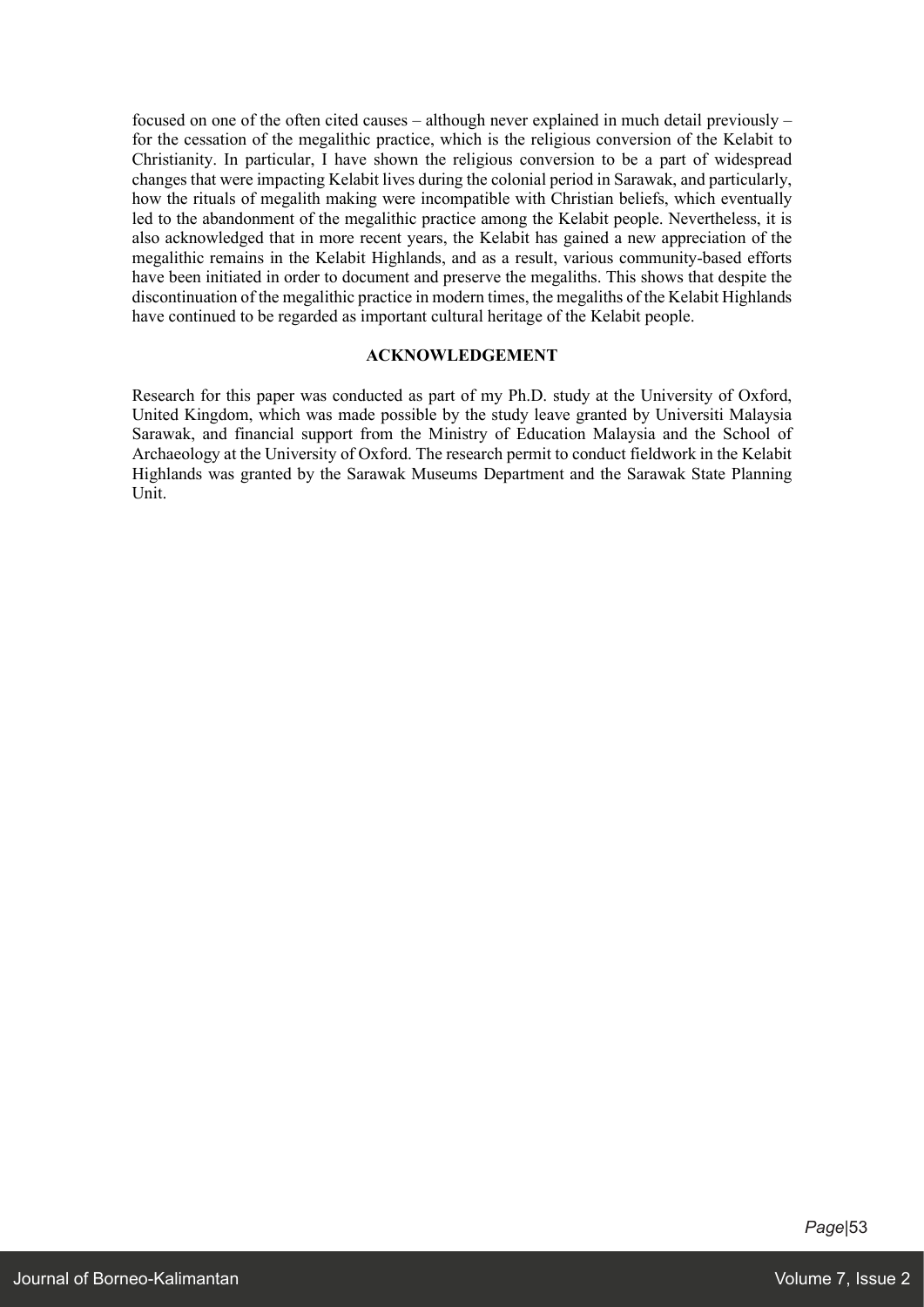focused on one of the often cited causes – although never explained in much detail previously – for the cessation of the megalithic practice, which is the religious conversion of the Kelabit to Christianity. In particular, I have shown the religious conversion to be a part of widespread changes that were impacting Kelabit lives during the colonial period in Sarawak, and particularly, how the rituals of megalith making were incompatible with Christian beliefs, which eventually led to the abandonment of the megalithic practice among the Kelabit people. Nevertheless, it is also acknowledged that in more recent years, the Kelabit has gained a new appreciation of the megalithic remains in the Kelabit Highlands, and as a result, various community-based efforts have been initiated in order to document and preserve the megaliths. This shows that despite the discontinuation of the megalithic practice in modern times, the megaliths of the Kelabit Highlands have continued to be regarded as important cultural heritage of the Kelabit people.

## ACKNOWLEDGEMENT

Research for this paper was conducted as part of my Ph.D. study at the University of Oxford, United Kingdom, which was made possible by the study leave granted by Universiti Malaysia Sarawak, and financial support from the Ministry of Education Malaysia and the School of Archaeology at the University of Oxford. The research permit to conduct fieldwork in the Kelabit Highlands was granted by the Sarawak Museums Department and the Sarawak State Planning Unit.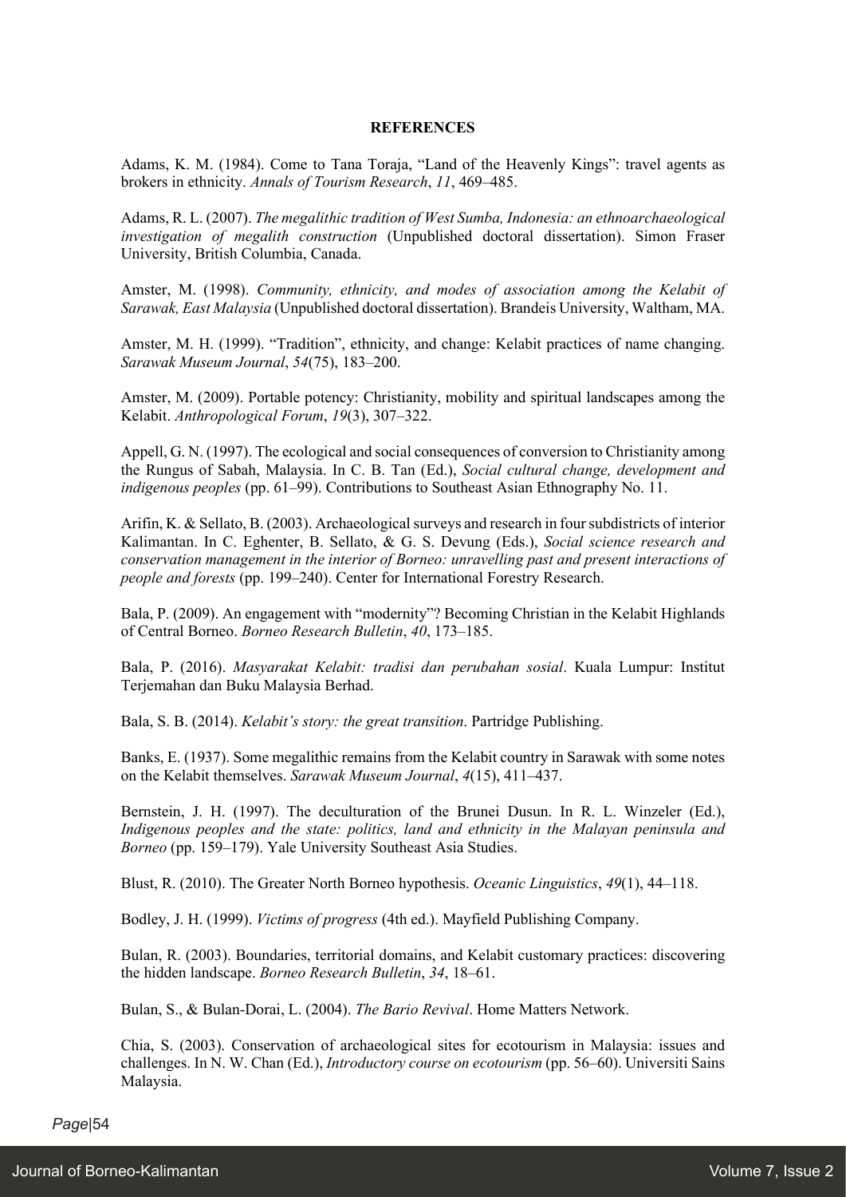**REFERENCES**

Adams, K. M. (1984). Come to Tana Toraja, "Land of the Heavenly Kings": travel agents as brokers in ethnicity. *Annals of Tourism Research*, *11*, 469–485.

Adams, R. L. (2007). *The megalithic tradition of West Sumba, Indonesia: an ethnoarchaeological investigation of megalith construction* (Unpublished doctoral dissertation). Simon Fraser University, British Columbia, Canada.

Amster, M. (1998). *Community, ethnicity, and modes of association among the Kelabit of Sarawak, East Malaysia* (Unpublished doctoral dissertation). Brandeis University, Waltham, MA.

Amster, M. H. (1999). "Tradition", ethnicity, and change: Kelabit practices of name changing. *Sarawak Museum Journal*, *54*(75), 183–200.

Amster, M. (2009). Portable potency: Christianity, mobility and spiritual landscapes among the Kelabit. *Anthropological Forum*, *19*(3), 307–322.

Appell, G. N. (1997). The ecological and social consequences of conversion to Christianity among the Rungus of Sabah, Malaysia. In C. B. Tan (Ed.), *Social cultural change, development and indigenous peoples* (pp. 61–99). Contributions to Southeast Asian Ethnography No. 11.

Arifin, K. & Sellato, B. (2003). Archaeological surveys and research in four subdistricts of interior Kalimantan. In C. Eghenter, B. Sellato, & G. S. Devung (Eds.), *Social science research and conservation management in the interior of Borneo: unravelling past and present interactions of people and forests* (pp. 199–240). Center for International Forestry Research.

Bala, P. (2009). An engagement with "modernity"? Becoming Christian in the Kelabit Highlands of Central Borneo. *Borneo Research Bulletin*, *40*, 173–185.

Bala, P. (2016). *Masyarakat Kelabit: tradisi dan perubahan sosial*. Kuala Lumpur: Institut Terjemahan dan Buku Malaysia Berhad.

Bala, S. B. (2014). *Kelabit's story: the great transition*. Partridge Publishing.

Banks, E. (1937). Some megalithic remains from the Kelabit country in Sarawak with some notes on the Kelabit themselves. *Sarawak Museum Journal*, *4*(15), 411–437.

Bernstein, J. H. (1997). The deculturation of the Brunei Dusun. In R. L. Winzeler (Ed.), *Indigenous peoples and the state: politics, land and ethnicity in the Malayan peninsula and Borneo* (pp. 159–179). Yale University Southeast Asia Studies.

Blust, R. (2010). The Greater North Borneo hypothesis. *Oceanic Linguistics*, *49*(1), 44–118.

Bodley, J. H. (1999). *Victims of progress* (4th ed.). Mayfield Publishing Company.

Bulan, R. (2003). Boundaries, territorial domains, and Kelabit customary practices: discovering the hidden landscape. *Borneo Research Bulletin*, *34*, 18–61.

Bulan, S., & Bulan-Dorai, L. (2004). *The Bario Revival*. Home Matters Network.

Chia, S. (2003). Conservation of archaeological sites for ecotourism in Malaysia: issues and challenges. In N. W. Chan (Ed.), *Introductory course on ecotourism* (pp. 56–60). Universiti Sains Malaysia.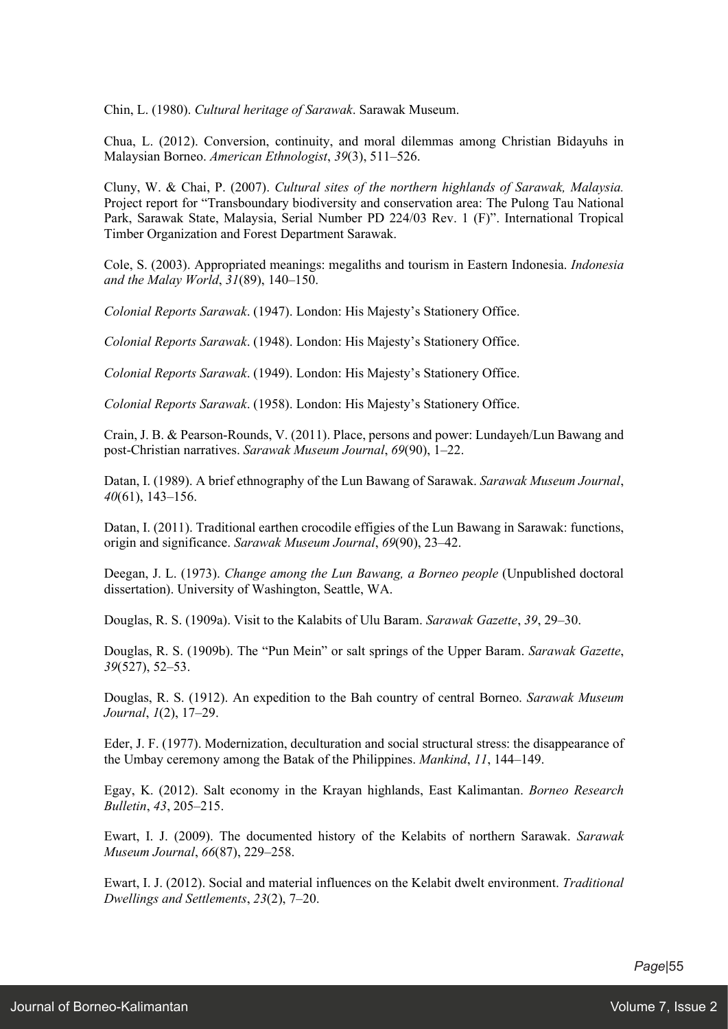Chin, L. (1980). *Cultural heritage of Sarawak*. Sarawak Museum.

Chua, L. (2012). Conversion, continuity, and moral dilemmas among Christian Bidayuhs in Malaysian Borneo. *American Ethnologist*, *39*(3), 511–526.

Cluny, W. & Chai, P. (2007). *Cultural sites of the northern highlands of Sarawak, Malaysia.* Project report for "Transboundary biodiversity and conservation area: The Pulong Tau National Park, Sarawak State, Malaysia, Serial Number PD 224/03 Rev. 1 (F)". International Tropical Timber Organization and Forest Department Sarawak.

Cole, S. (2003). Appropriated meanings: megaliths and tourism in Eastern Indonesia. *Indonesia and the Malay World*, *31*(89), 140–150.

*Colonial Reports Sarawak*. (1947). London: His Majesty's Stationery Office.

*Colonial Reports Sarawak*. (1948). London: His Majesty's Stationery Office.

*Colonial Reports Sarawak*. (1949). London: His Majesty's Stationery Office.

*Colonial Reports Sarawak*. (1958). London: His Majesty's Stationery Office.

Crain, J. B. & Pearson-Rounds, V. (2011). Place, persons and power: Lundayeh/Lun Bawang and post-Christian narratives. *Sarawak Museum Journal*, *69*(90), 1–22.

Datan, I. (1989). A brief ethnography of the Lun Bawang of Sarawak. *Sarawak Museum Journal*, *40*(61), 143–156.

Datan, I. (2011). Traditional earthen crocodile effigies of the Lun Bawang in Sarawak: functions, origin and significance. *Sarawak Museum Journal*, *69*(90), 23–42.

Deegan, J. L. (1973). *Change among the Lun Bawang, a Borneo people* (Unpublished doctoral dissertation). University of Washington, Seattle, WA.

Douglas, R. S. (1909a). Visit to the Kalabits of Ulu Baram. *Sarawak Gazette*, *39*, 29–30.

Douglas, R. S. (1909b). The "Pun Mein" or salt springs of the Upper Baram. *Sarawak Gazette*, *39*(527), 52–53.

Douglas, R. S. (1912). An expedition to the Bah country of central Borneo. *Sarawak Museum Journal*, *1*(2), 17–29.

Eder, J. F. (1977). Modernization, deculturation and social structural stress: the disappearance of the Umbay ceremony among the Batak of the Philippines. *Mankind*, *11*, 144–149.

Egay, K. (2012). Salt economy in the Krayan highlands, East Kalimantan. *Borneo Research Bulletin*, *43*, 205–215.

Ewart, I. J. (2009). The documented history of the Kelabits of northern Sarawak. *Sarawak Museum Journal*, *66*(87), 229–258.

Ewart, I. J. (2012). Social and material influences on the Kelabit dwelt environment. *Traditional Dwellings and Settlements*, *23*(2), 7–20.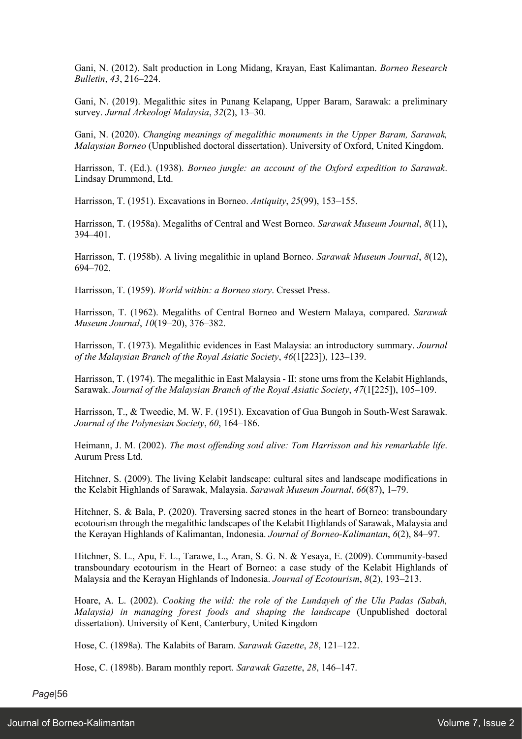Gani, N. (2012). Salt production in Long Midang, Krayan, East Kalimantan. *Borneo Research Bulletin*, *43*, 216–224.

Gani, N. (2019). Megalithic sites in Punang Kelapang, Upper Baram, Sarawak: a preliminary survey. *Jurnal Arkeologi Malaysia*, *32*(2), 13–30.

Gani, N. (2020). *Changing meanings of megalithic monuments in the Upper Baram, Sarawak, Malaysian Borneo* (Unpublished doctoral dissertation). University of Oxford, United Kingdom.

Harrisson, T. (Ed.). (1938). *Borneo jungle: an account of the Oxford expedition to Sarawak*. Lindsay Drummond, Ltd.

Harrisson, T. (1951). Excavations in Borneo. *Antiquity*, *25*(99), 153–155.

Harrisson, T. (1958a). Megaliths of Central and West Borneo. *Sarawak Museum Journal*, *8*(11), 394–401.

Harrisson, T. (1958b). A living megalithic in upland Borneo. *Sarawak Museum Journal*, *8*(12), 694–702.

Harrisson, T. (1959). *World within: a Borneo story*. Cresset Press.

Harrisson, T. (1962). Megaliths of Central Borneo and Western Malaya, compared. *Sarawak Museum Journal*, *10*(19–20), 376–382.

Harrisson, T. (1973). Megalithic evidences in East Malaysia: an introductory summary. *Journal of the Malaysian Branch of the Royal Asiatic Society*, *46*(1[223]), 123–139.

Harrisson, T. (1974). The megalithic in East Malaysia - II: stone urns from the Kelabit Highlands, Sarawak. *Journal of the Malaysian Branch of the Royal Asiatic Society*, *47*(1[225]), 105–109.

Harrisson, T., & Tweedie, M. W. F. (1951). Excavation of Gua Bungoh in South-West Sarawak. *Journal of the Polynesian Society*, *60*, 164–186.

Heimann, J. M. (2002). *The most offending soul alive: Tom Harrisson and his remarkable life*. Aurum Press Ltd.

Hitchner, S. (2009). The living Kelabit landscape: cultural sites and landscape modifications in the Kelabit Highlands of Sarawak, Malaysia. *Sarawak Museum Journal*, *66*(87), 1–79.

Hitchner, S. & Bala, P. (2020). Traversing sacred stones in the heart of Borneo: transboundary ecotourism through the megalithic landscapes of the Kelabit Highlands of Sarawak, Malaysia and the Kerayan Highlands of Kalimantan, Indonesia. *Journal of Borneo-Kalimantan*, *6*(2), 84–97.

Hitchner, S. L., Apu, F. L., Tarawe, L., Aran, S. G. N. & Yesaya, E. (2009). Community-based transboundary ecotourism in the Heart of Borneo: a case study of the Kelabit Highlands of Malaysia and the Kerayan Highlands of Indonesia. *Journal of Ecotourism*, *8*(2), 193–213.

Hoare, A. L. (2002). *Cooking the wild: the role of the Lundayeh of the Ulu Padas (Sabah, Malaysia) in managing forest foods and shaping the landscape* (Unpublished doctoral dissertation). University of Kent, Canterbury, United Kingdom

Hose, C. (1898a). The Kalabits of Baram. *Sarawak Gazette*, *28*, 121–122.

Hose, C. (1898b). Baram monthly report. *Sarawak Gazette*, *28*, 146–147.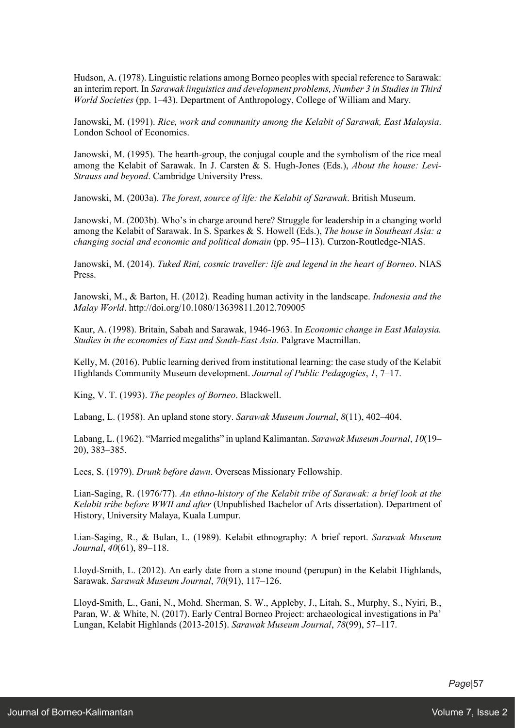Hudson, A. (1978). Linguistic relations among Borneo peoples with special reference to Sarawak: an interim report. In *Sarawak linguistics and development problems, Number 3 in Studies in Third World Societies* (pp. 1–43). Department of Anthropology, College of William and Mary.

Janowski, M. (1991). *Rice, work and community among the Kelabit of Sarawak, East Malaysia*. London School of Economics.

Janowski, M. (1995). The hearth-group, the conjugal couple and the symbolism of the rice meal among the Kelabit of Sarawak. In J. Carsten & S. Hugh-Jones (Eds.), *About the house: Levi-Strauss and beyond*. Cambridge University Press.

Janowski, M. (2003a). *The forest, source of life: the Kelabit of Sarawak*. British Museum.

Janowski, M. (2003b). Who's in charge around here? Struggle for leadership in a changing world among the Kelabit of Sarawak. In S. Sparkes & S. Howell (Eds.), *The house in Southeast Asia: a changing social and economic and political domain* (pp. 95–113). Curzon-Routledge-NIAS.

Janowski, M. (2014). *Tuked Rini, cosmic traveller: life and legend in the heart of Borneo*. NIAS Press.

Janowski, M., & Barton, H. (2012). Reading human activity in the landscape. *Indonesia and the Malay World*. http://doi.org/10.1080/13639811.2012.709005

Kaur, A. (1998). Britain, Sabah and Sarawak, 1946-1963. In *Economic change in East Malaysia. Studies in the economies of East and South-East Asia*. Palgrave Macmillan.

Kelly, M. (2016). Public learning derived from institutional learning: the case study of the Kelabit Highlands Community Museum development. *Journal of Public Pedagogies*, *1*, 7–17.

King, V. T. (1993). *The peoples of Borneo*. Blackwell.

Labang, L. (1958). An upland stone story. *Sarawak Museum Journal*, *8*(11), 402–404.

Labang, L. (1962). "Married megaliths" in upland Kalimantan. *Sarawak Museum Journal*, *10*(19–20), 383–385.

Lees, S. (1979). *Drunk before dawn*. Overseas Missionary Fellowship.

Lian-Saging, R. (1976/77). *An ethno-history of the Kelabit tribe of Sarawak: a brief look at the Kelabit tribe before WWII and after* (Unpublished Bachelor of Arts dissertation). Department of History, University Malaya, Kuala Lumpur.

Lian-Saging, R., & Bulan, L. (1989). Kelabit ethnography: A brief report. *Sarawak Museum Journal*, *40*(61), 89–118.

Lloyd-Smith, L. (2012). An early date from a stone mound (perupun) in the Kelabit Highlands, Sarawak. *Sarawak Museum Journal*, *70*(91), 117–126.

Lloyd-Smith, L., Gani, N., Mohd. Sherman, S. W., Appleby, J., Litah, S., Murphy, S., Nyiri, B., Paran, W. & White, N. (2017). Early Central Borneo Project: archaeological investigations in Pa' Lungan, Kelabit Highlands (2013-2015). *Sarawak Museum Journal*, *78*(99), 57–117.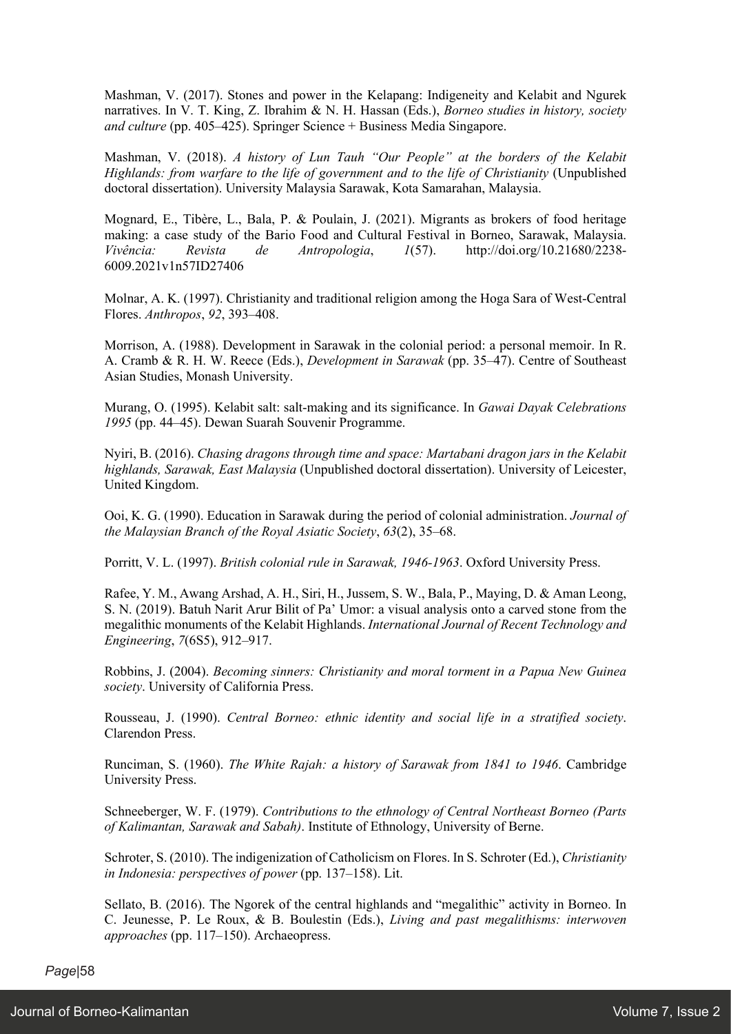Mashman, V. (2017). Stones and power in the Kelapang: Indigeneity and Kelabit and Ngurek narratives. In V. T. King, Z. Ibrahim & N. H. Hassan (Eds.), *Borneo studies in history, society and culture* (pp. 405–425). Springer Science + Business Media Singapore.

Mashman, V. (2018). *A history of Lun Tauh "Our People" at the borders of the Kelabit Highlands: from warfare to the life of government and to the life of Christianity* (Unpublished doctoral dissertation). University Malaysia Sarawak, Kota Samarahan, Malaysia.

Mognard, E., Tibère, L., Bala, P. & Poulain, J. (2021). Migrants as brokers of food heritage making: a case study of the Bario Food and Cultural Festival in Borneo, Sarawak, Malaysia. *Vivência: Revista de Antropologia*, *1*(57). http://doi.org/10.21680/2238-6009.2021v1n57ID27406

Molnar, A. K. (1997). Christianity and traditional religion among the Hoga Sara of West-Central Flores. *Anthropos*, *92*, 393–408.

Morrison, A. (1988). Development in Sarawak in the colonial period: a personal memoir. In R. A. Cramb & R. H. W. Reece (Eds.), *Development in Sarawak* (pp. 35–47). Centre of Southeast Asian Studies, Monash University.

Murang, O. (1995). Kelabit salt: salt-making and its significance. In *Gawai Dayak Celebrations 1995* (pp. 44–45). Dewan Suarah Souvenir Programme.

Nyiri, B. (2016). *Chasing dragons through time and space: Martabani dragon jars in the Kelabit highlands, Sarawak, East Malaysia* (Unpublished doctoral dissertation). University of Leicester, United Kingdom.

Ooi, K. G. (1990). Education in Sarawak during the period of colonial administration. *Journal of the Malaysian Branch of the Royal Asiatic Society*, *63*(2), 35–68.

Porritt, V. L. (1997). *British colonial rule in Sarawak, 1946-1963*. Oxford University Press.

Rafee, Y. M., Awang Arshad, A. H., Siri, H., Jussem, S. W., Bala, P., Maying, D. & Aman Leong, S. N. (2019). Batuh Narit Arur Bilit of Pa' Umor: a visual analysis onto a carved stone from the megalithic monuments of the Kelabit Highlands. *International Journal of Recent Technology and Engineering*, *7*(6S5), 912–917.

Robbins, J. (2004). *Becoming sinners: Christianity and moral torment in a Papua New Guinea society*. University of California Press.

Rousseau, J. (1990). *Central Borneo: ethnic identity and social life in a stratified society*. Clarendon Press.

Runciman, S. (1960). *The White Rajah: a history of Sarawak from 1841 to 1946*. Cambridge University Press.

Schneeberger, W. F. (1979). *Contributions to the ethnology of Central Northeast Borneo (Parts of Kalimantan, Sarawak and Sabah)*. Institute of Ethnology, University of Berne.

Schroter, S. (2010). The indigenization of Catholicism on Flores. In S. Schroter (Ed.), *Christianity in Indonesia: perspectives of power* (pp. 137–158). Lit.

Sellato, B. (2016). The Ngorek of the central highlands and "megalithic" activity in Borneo. In C. Jeunesse, P. Le Roux, & B. Boulestin (Eds.), *Living and past megalithisms: interwoven approaches* (pp. 117–150). Archaeopress.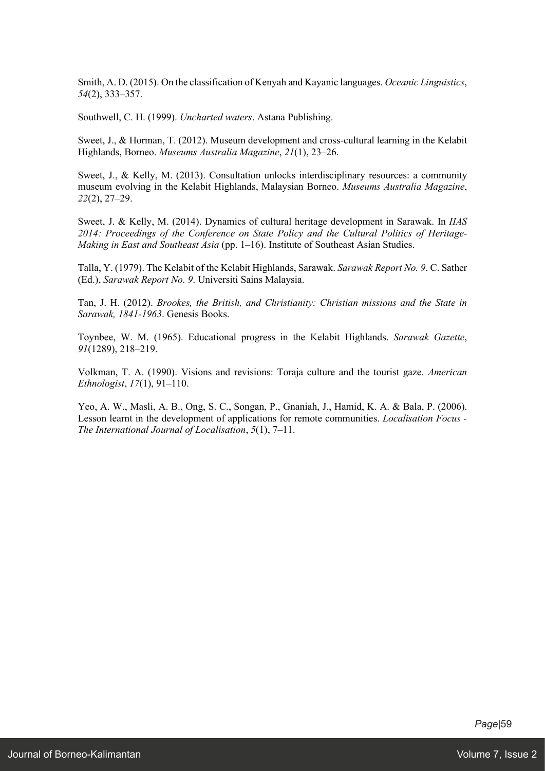Smith, A. D. (2015). On the classification of Kenyah and Kayanic languages. *Oceanic Linguistics*, *54*(2), 333–357.

Southwell, C. H. (1999). *Uncharted waters*. Astana Publishing.

Sweet, J., & Horman, T. (2012). Museum development and cross-cultural learning in the Kelabit Highlands, Borneo. *Museums Australia Magazine*, *21*(1), 23–26.

Sweet, J., & Kelly, M. (2013). Consultation unlocks interdisciplinary resources: a community museum evolving in the Kelabit Highlands, Malaysian Borneo. *Museums Australia Magazine*, *22*(2), 27–29.

Sweet, J. & Kelly, M. (2014). Dynamics of cultural heritage development in Sarawak. In *IIAS 2014: Proceedings of the Conference on State Policy and the Cultural Politics of Heritage-Making in East and Southeast Asia* (pp. 1–16). Institute of Southeast Asian Studies.

Talla, Y. (1979). The Kelabit of the Kelabit Highlands, Sarawak. *Sarawak Report No. 9*. C. Sather (Ed.), *Sarawak Report No. 9*. Universiti Sains Malaysia.

Tan, J. H. (2012). *Brookes, the British, and Christianity: Christian missions and the State in Sarawak, 1841-1963*. Genesis Books.

Toynbee, W. M. (1965). Educational progress in the Kelabit Highlands. *Sarawak Gazette*, *91*(1289), 218–219.

Volkman, T. A. (1990). Visions and revisions: Toraja culture and the tourist gaze. *American Ethnologist*, *17*(1), 91–110.

Yeo, A. W., Masli, A. B., Ong, S. C., Songan, P., Gnaniah, J., Hamid, K. A. & Bala, P. (2006). Lesson learnt in the development of applications for remote communities. *Localisation Focus - The International Journal of Localisation*, *5*(1), 7–11.